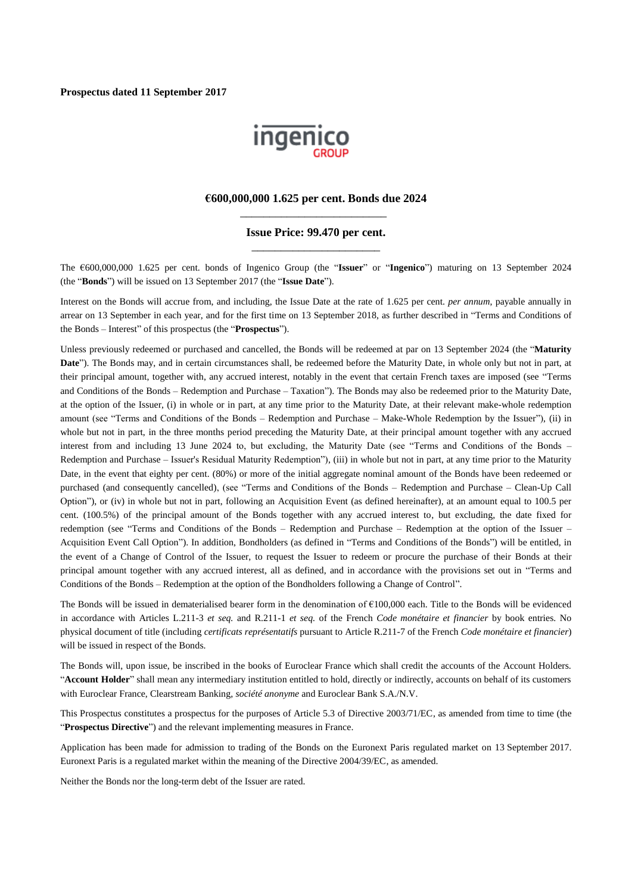**Prospectus dated 11 September 2017**

ingenico GROUP

## €600,000,000 1.625 per cent. Bonds due 2024

---

### Issue Price: 99.470 per cent.

---

The €600,000,000 1.625 per cent. bonds of Ingenico Group (the "**Issuer**" or "**Ingenico**") maturing on 13 September 2024 (the "**Bonds**") will be issued on 13 September 2017 (the "**Issue Date**").

Interest on the Bonds will accrue from, and including, the Issue Date at the rate of 1.625 per cent. *per annum*, payable annually in arrear on 13 September in each year, and for the first time on 13 September 2018, as further described in "Terms and Conditions of the Bonds – Interest" of this prospectus (the "**Prospectus**").

Unless previously redeemed or purchased and cancelled, the Bonds will be redeemed at par on 13 September 2024 (the "**Maturity Date**"). The Bonds may, and in certain circumstances shall, be redeemed before the Maturity Date, in whole only but not in part, at their principal amount, together with, any accrued interest, notably in the event that certain French taxes are imposed (see "Terms and Conditions of the Bonds – Redemption and Purchase – Taxation"). The Bonds may also be redeemed prior to the Maturity Date, at the option of the Issuer, (i) in whole or in part, at any time prior to the Maturity Date, at their relevant make-whole redemption amount (see "Terms and Conditions of the Bonds – Redemption and Purchase – Make-Whole Redemption by the Issuer"), (ii) in whole but not in part, in the three months period preceding the Maturity Date, at their principal amount together with any accrued interest from and including 13 June 2024 to, but excluding, the Maturity Date (see "Terms and Conditions of the Bonds – Redemption and Purchase – Issuer's Residual Maturity Redemption"), (iii) in whole but not in part, at any time prior to the Maturity Date, in the event that eighty per cent. (80%) or more of the initial aggregate nominal amount of the Bonds have been redeemed or purchased (and consequently cancelled), (see "Terms and Conditions of the Bonds – Redemption and Purchase – Clean-Up Call Option"), or (iv) in whole but not in part, following an Acquisition Event (as defined hereinafter), at an amount equal to 100.5 per cent. (100.5%) of the principal amount of the Bonds together with any accrued interest to, but excluding, the date fixed for redemption (see "Terms and Conditions of the Bonds – Redemption and Purchase – Redemption at the option of the Issuer – Acquisition Event Call Option"). In addition, Bondholders (as defined in "Terms and Conditions of the Bonds") will be entitled, in the event of a Change of Control of the Issuer, to request the Issuer to redeem or procure the purchase of their Bonds at their principal amount together with any accrued interest, all as defined, and in accordance with the provisions set out in "Terms and Conditions of the Bonds – Redemption at the option of the Bondholders following a Change of Control".

The Bonds will be issued in dematerialised bearer form in the denomination of €100,000 each. Title to the Bonds will be evidenced in accordance with Articles L.211-3 *et seq.* and R.211-1 *et seq.* of the French *Code monétaire et financier* by book entries. No physical document of title (including *certificats représentatifs* pursuant to Article R.211-7 of the French *Code monétaire et financier*) will be issued in respect of the Bonds.

The Bonds will, upon issue, be inscribed in the books of Euroclear France which shall credit the accounts of the Account Holders. "**Account Holder**" shall mean any intermediary institution entitled to hold, directly or indirectly, accounts on behalf of its customers with Euroclear France, Clearstream Banking, *société anonyme* and Euroclear Bank S.A./N.V.

This Prospectus constitutes a prospectus for the purposes of Article 5.3 of Directive 2003/71/EC, as amended from time to time (the "**Prospectus Directive**") and the relevant implementing measures in France.

Application has been made for admission to trading of the Bonds on the Euronext Paris regulated market on 13 September 2017. Euronext Paris is a regulated market within the meaning of the Directive 2004/39/EC, as amended.

Neither the Bonds nor the long-term debt of the Issuer are rated.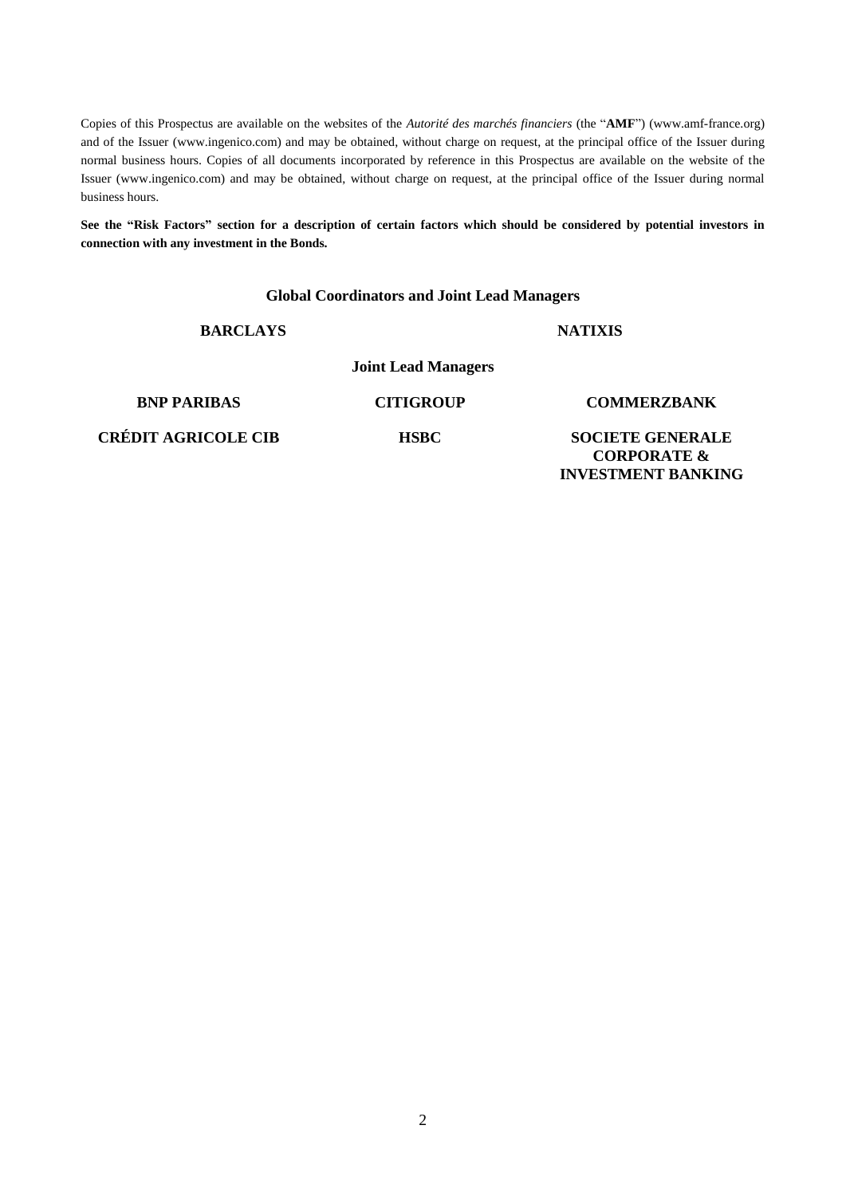Copies of this Prospectus are available on the websites of the *Autorité des marchés financiers* (the "**AMF**") (www.amf-france.org) and of the Issuer (www.ingenico.com) and may be obtained, without charge on request, at the principal office of the Issuer during normal business hours. Copies of all documents incorporated by reference in this Prospectus are available on the website of the Issuer (www.ingenico.com) and may be obtained, without charge on request, at the principal office of the Issuer during normal business hours.

**See the "Risk Factors" section for a description of certain factors which should be considered by potential investors in connection with any investment in the Bonds.**

**Global Coordinators and Joint Lead Managers**

**BARCLAYS**

**NATIXIS**

**Joint Lead Managers**

**BNP PARIBAS**

**CITIGROUP**

**COMMERZBANK**

**CRÉDIT AGRICOLE CIB**

**HSBC**

**SOCIETE GENERALE CORPORATE & INVESTMENT BANKING**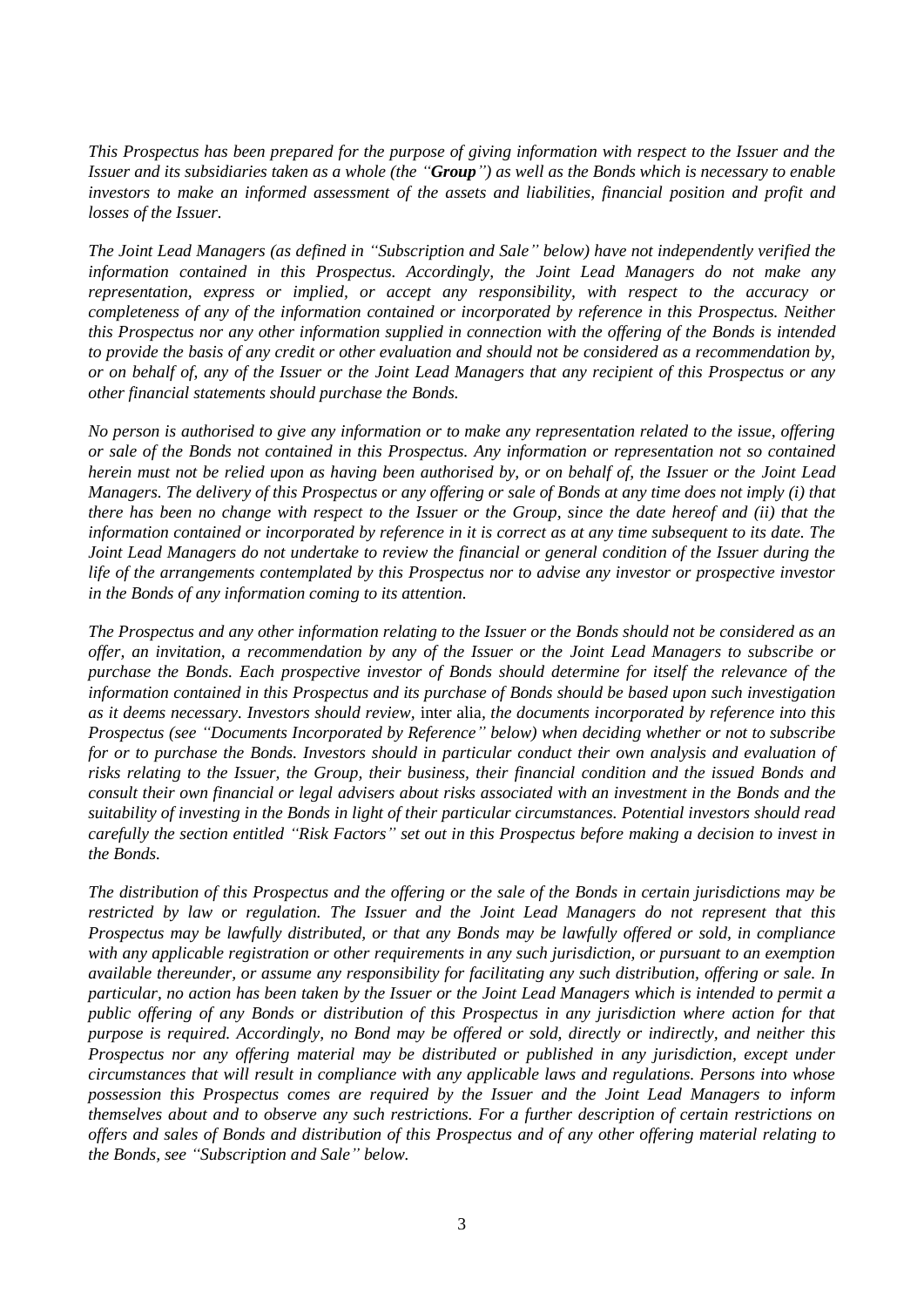*This Prospectus has been prepared for the purpose of giving information with respect to the Issuer and the Issuer and its subsidiaries taken as a whole (the "**Group**") as well as the Bonds which is necessary to enable investors to make an informed assessment of the assets and liabilities, financial position and profit and losses of the Issuer.*

*The Joint Lead Managers (as defined in "Subscription and Sale" below) have not independently verified the information contained in this Prospectus. Accordingly, the Joint Lead Managers do not make any representation, express or implied, or accept any responsibility, with respect to the accuracy or completeness of any of the information contained or incorporated by reference in this Prospectus. Neither this Prospectus nor any other information supplied in connection with the offering of the Bonds is intended to provide the basis of any credit or other evaluation and should not be considered as a recommendation by, or on behalf of, any of the Issuer or the Joint Lead Managers that any recipient of this Prospectus or any other financial statements should purchase the Bonds.*

*No person is authorised to give any information or to make any representation related to the issue, offering or sale of the Bonds not contained in this Prospectus. Any information or representation not so contained herein must not be relied upon as having been authorised by, or on behalf of, the Issuer or the Joint Lead Managers. The delivery of this Prospectus or any offering or sale of Bonds at any time does not imply (i) that there has been no change with respect to the Issuer or the Group, since the date hereof and (ii) that the information contained or incorporated by reference in it is correct as at any time subsequent to its date. The Joint Lead Managers do not undertake to review the financial or general condition of the Issuer during the life of the arrangements contemplated by this Prospectus nor to advise any investor or prospective investor in the Bonds of any information coming to its attention.*

*The Prospectus and any other information relating to the Issuer or the Bonds should not be considered as an offer, an invitation, a recommendation by any of the Issuer or the Joint Lead Managers to subscribe or purchase the Bonds. Each prospective investor of Bonds should determine for itself the relevance of the information contained in this Prospectus and its purchase of Bonds should be based upon such investigation as it deems necessary. Investors should review,* inter alia*, the documents incorporated by reference into this Prospectus (see "Documents Incorporated by Reference" below) when deciding whether or not to subscribe for or to purchase the Bonds. Investors should in particular conduct their own analysis and evaluation of risks relating to the Issuer, the Group, their business, their financial condition and the issued Bonds and consult their own financial or legal advisers about risks associated with an investment in the Bonds and the suitability of investing in the Bonds in light of their particular circumstances. Potential investors should read carefully the section entitled "Risk Factors" set out in this Prospectus before making a decision to invest in the Bonds.*

*The distribution of this Prospectus and the offering or the sale of the Bonds in certain jurisdictions may be restricted by law or regulation. The Issuer and the Joint Lead Managers do not represent that this Prospectus may be lawfully distributed, or that any Bonds may be lawfully offered or sold, in compliance with any applicable registration or other requirements in any such jurisdiction, or pursuant to an exemption available thereunder, or assume any responsibility for facilitating any such distribution, offering or sale. In particular, no action has been taken by the Issuer or the Joint Lead Managers which is intended to permit a public offering of any Bonds or distribution of this Prospectus in any jurisdiction where action for that purpose is required. Accordingly, no Bond may be offered or sold, directly or indirectly, and neither this Prospectus nor any offering material may be distributed or published in any jurisdiction, except under circumstances that will result in compliance with any applicable laws and regulations. Persons into whose possession this Prospectus comes are required by the Issuer and the Joint Lead Managers to inform themselves about and to observe any such restrictions. For a further description of certain restrictions on offers and sales of Bonds and distribution of this Prospectus and of any other offering material relating to the Bonds, see "Subscription and Sale" below.*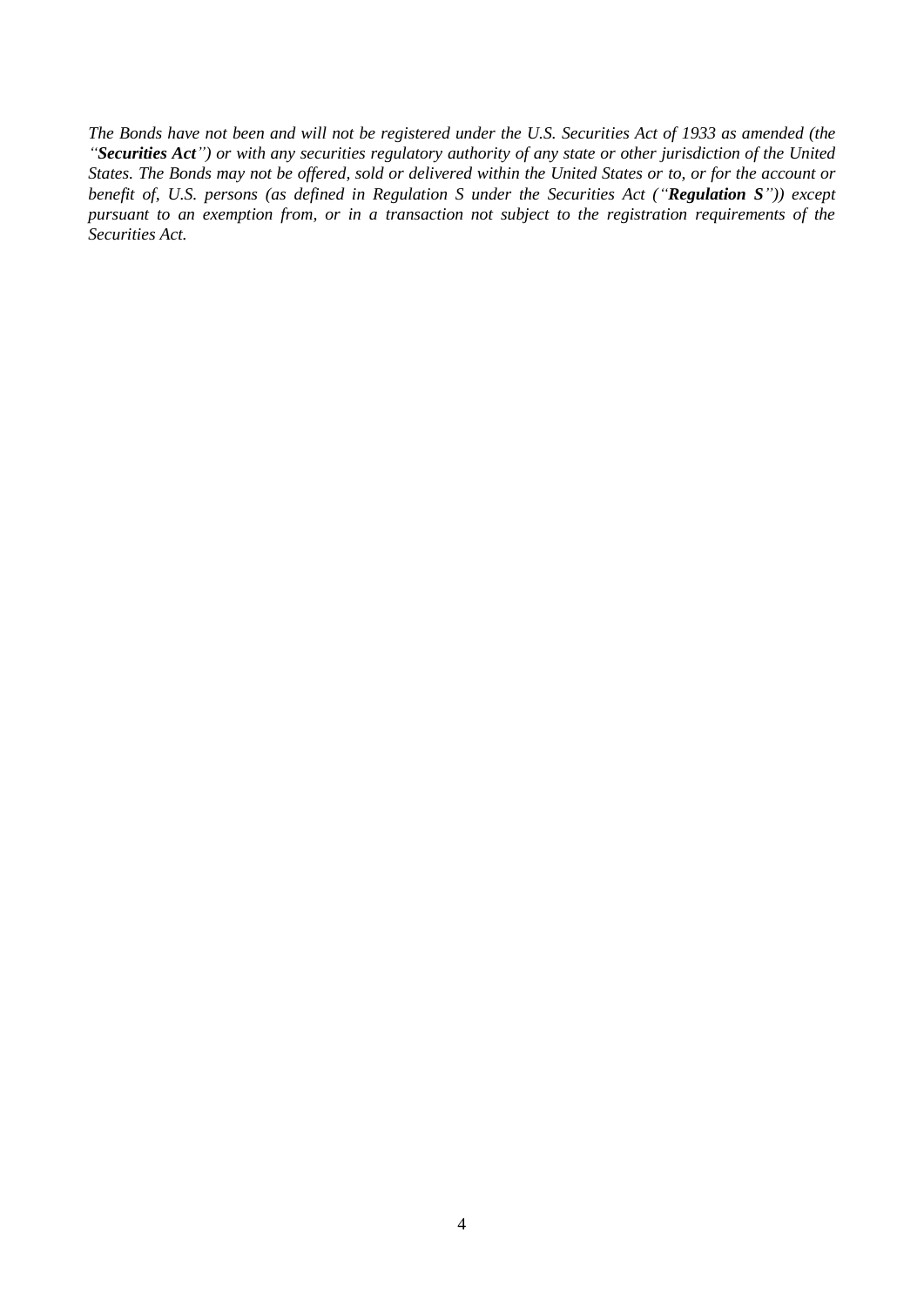*The Bonds have not been and will not be registered under the U.S. Securities Act of 1933 as amended (the "**Securities Act**") or with any securities regulatory authority of any state or other jurisdiction of the United States. The Bonds may not be offered, sold or delivered within the United States or to, or for the account or benefit of, U.S. persons (as defined in Regulation S under the Securities Act ("**Regulation S**")) except pursuant to an exemption from, or in a transaction not subject to the registration requirements of the Securities Act.*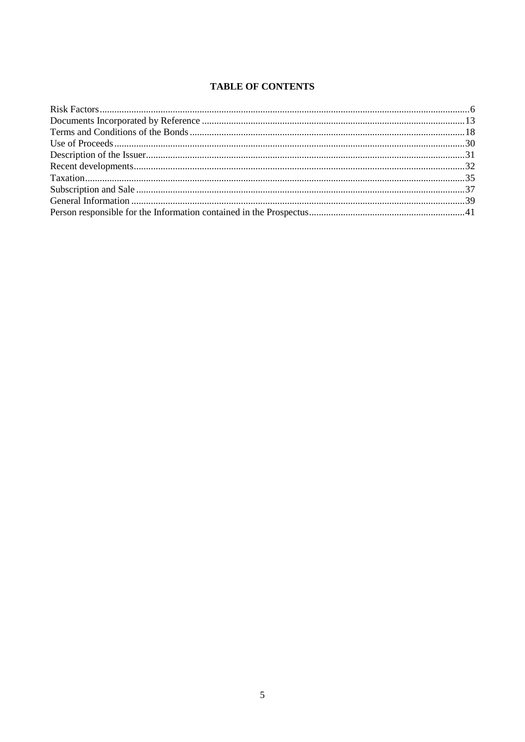# TABLE OF CONTENTS

| Section | Page |
|---|---|
| Risk Factors | 6 |
| Documents Incorporated by Reference | 13 |
| Terms and Conditions of the Bonds | 18 |
| Use of Proceeds | 30 |
| Description of the Issuer | 31 |
| Recent developments | 32 |
| Taxation | 35 |
| Subscription and Sale | 37 |
| General Information | 39 |
| Person responsible for the Information contained in the Prospectus | 41 |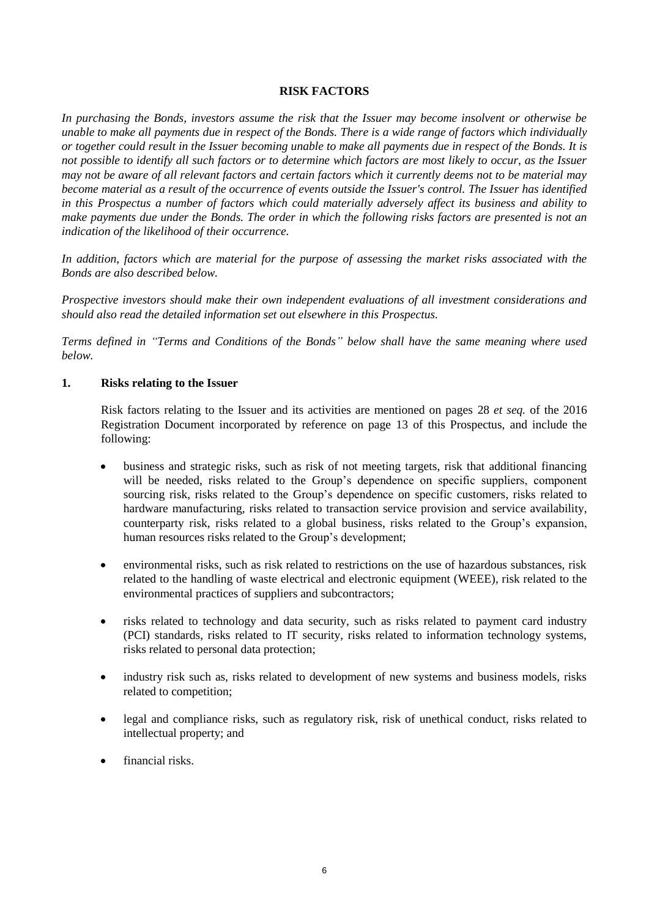# RISK FACTORS

*In purchasing the Bonds, investors assume the risk that the Issuer may become insolvent or otherwise be unable to make all payments due in respect of the Bonds. There is a wide range of factors which individually or together could result in the Issuer becoming unable to make all payments due in respect of the Bonds. It is not possible to identify all such factors or to determine which factors are most likely to occur, as the Issuer may not be aware of all relevant factors and certain factors which it currently deems not to be material may become material as a result of the occurrence of events outside the Issuer's control. The Issuer has identified in this Prospectus a number of factors which could materially adversely affect its business and ability to make payments due under the Bonds. The order in which the following risks factors are presented is not an indication of the likelihood of their occurrence.*

*In addition, factors which are material for the purpose of assessing the market risks associated with the Bonds are also described below.*

*Prospective investors should make their own independent evaluations of all investment considerations and should also read the detailed information set out elsewhere in this Prospectus.*

*Terms defined in "Terms and Conditions of the Bonds" below shall have the same meaning where used below.*

## 1. Risks relating to the Issuer

Risk factors relating to the Issuer and its activities are mentioned on pages 28 *et seq.* of the 2016 Registration Document incorporated by reference on page 13 of this Prospectus, and include the following:

- business and strategic risks, such as risk of not meeting targets, risk that additional financing will be needed, risks related to the Group's dependence on specific suppliers, component sourcing risk, risks related to the Group's dependence on specific customers, risks related to hardware manufacturing, risks related to transaction service provision and service availability, counterparty risk, risks related to a global business, risks related to the Group's expansion, human resources risks related to the Group's development;
- environmental risks, such as risk related to restrictions on the use of hazardous substances, risk related to the handling of waste electrical and electronic equipment (WEEE), risk related to the environmental practices of suppliers and subcontractors;
- risks related to technology and data security, such as risks related to payment card industry (PCI) standards, risks related to IT security, risks related to information technology systems, risks related to personal data protection;
- industry risk such as, risks related to development of new systems and business models, risks related to competition;
- legal and compliance risks, such as regulatory risk, risk of unethical conduct, risks related to intellectual property; and
- financial risks.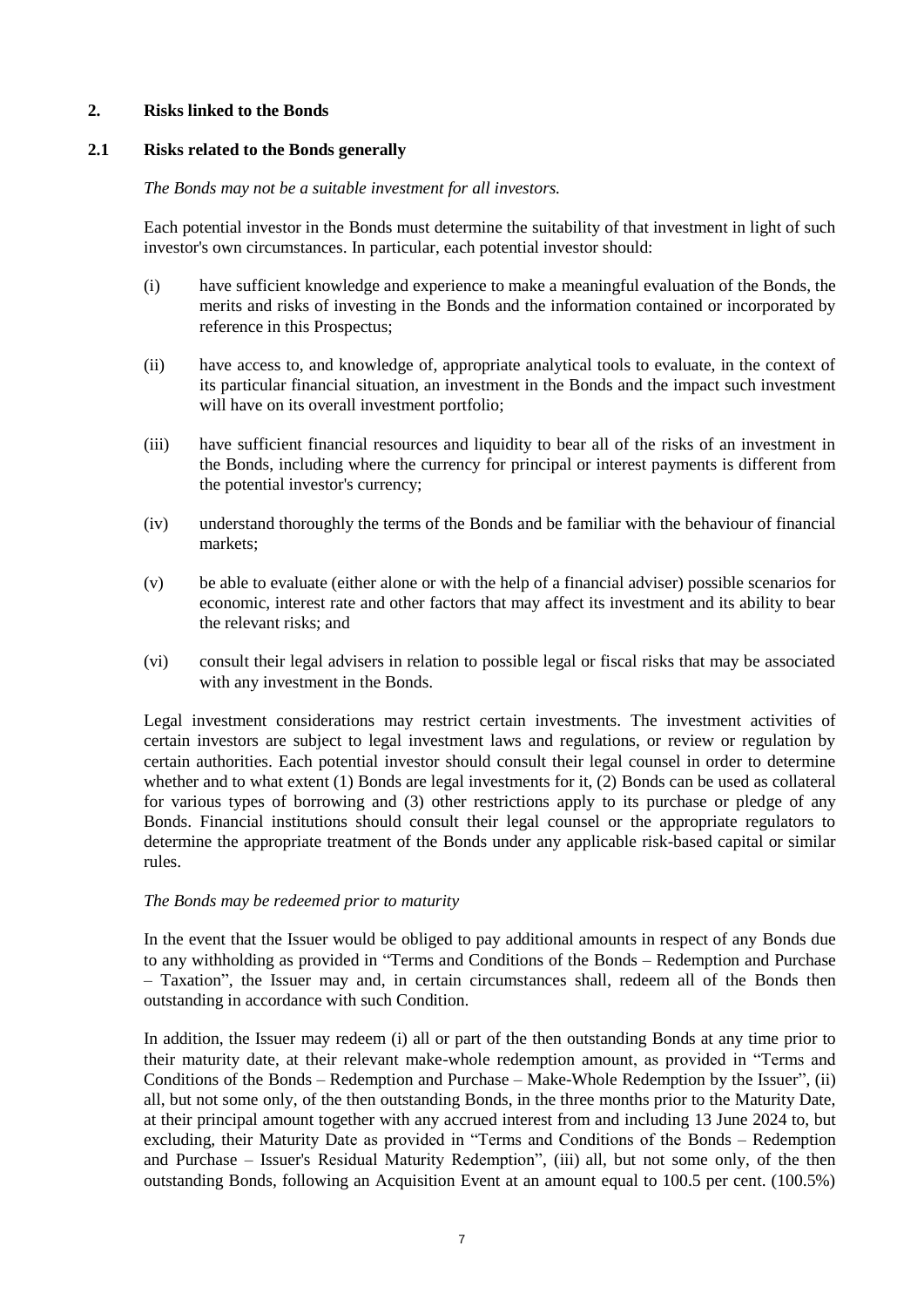## 2. Risks linked to the Bonds

### 2.1 Risks related to the Bonds generally

*The Bonds may not be a suitable investment for all investors.*

Each potential investor in the Bonds must determine the suitability of that investment in light of such investor's own circumstances. In particular, each potential investor should:

(i) have sufficient knowledge and experience to make a meaningful evaluation of the Bonds, the merits and risks of investing in the Bonds and the information contained or incorporated by reference in this Prospectus;

(ii) have access to, and knowledge of, appropriate analytical tools to evaluate, in the context of its particular financial situation, an investment in the Bonds and the impact such investment will have on its overall investment portfolio;

(iii) have sufficient financial resources and liquidity to bear all of the risks of an investment in the Bonds, including where the currency for principal or interest payments is different from the potential investor's currency;

(iv) understand thoroughly the terms of the Bonds and be familiar with the behaviour of financial markets;

(v) be able to evaluate (either alone or with the help of a financial adviser) possible scenarios for economic, interest rate and other factors that may affect its investment and its ability to bear the relevant risks; and

(vi) consult their legal advisers in relation to possible legal or fiscal risks that may be associated with any investment in the Bonds.

Legal investment considerations may restrict certain investments. The investment activities of certain investors are subject to legal investment laws and regulations, or review or regulation by certain authorities. Each potential investor should consult their legal counsel in order to determine whether and to what extent (1) Bonds are legal investments for it, (2) Bonds can be used as collateral for various types of borrowing and (3) other restrictions apply to its purchase or pledge of any Bonds. Financial institutions should consult their legal counsel or the appropriate regulators to determine the appropriate treatment of the Bonds under any applicable risk-based capital or similar rules.

*The Bonds may be redeemed prior to maturity*

In the event that the Issuer would be obliged to pay additional amounts in respect of any Bonds due to any withholding as provided in "Terms and Conditions of the Bonds – Redemption and Purchase – Taxation", the Issuer may and, in certain circumstances shall, redeem all of the Bonds then outstanding in accordance with such Condition.

In addition, the Issuer may redeem (i) all or part of the then outstanding Bonds at any time prior to their maturity date, at their relevant make-whole redemption amount, as provided in "Terms and Conditions of the Bonds – Redemption and Purchase – Make-Whole Redemption by the Issuer", (ii) all, but not some only, of the then outstanding Bonds, in the three months prior to the Maturity Date, at their principal amount together with any accrued interest from and including 13 June 2024 to, but excluding, their Maturity Date as provided in "Terms and Conditions of the Bonds – Redemption and Purchase – Issuer's Residual Maturity Redemption", (iii) all, but not some only, of the then outstanding Bonds, following an Acquisition Event at an amount equal to 100.5 per cent. (100.5%)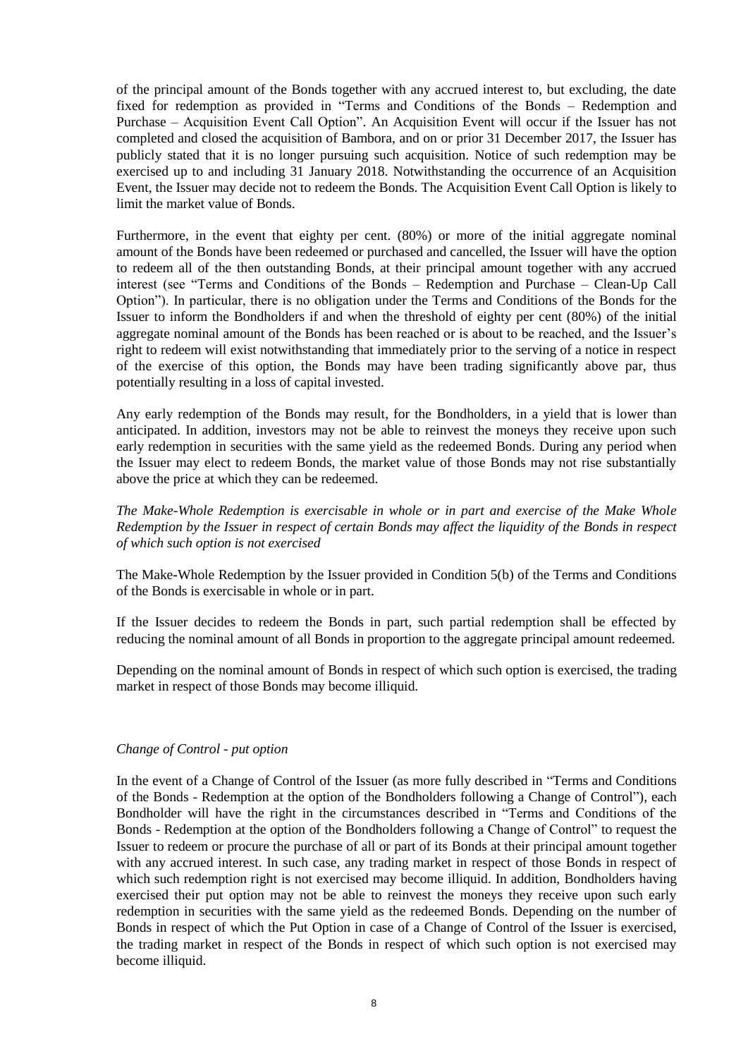of the principal amount of the Bonds together with any accrued interest to, but excluding, the date fixed for redemption as provided in "Terms and Conditions of the Bonds – Redemption and Purchase – Acquisition Event Call Option". An Acquisition Event will occur if the Issuer has not completed and closed the acquisition of Bambora, and on or prior 31 December 2017, the Issuer has publicly stated that it is no longer pursuing such acquisition. Notice of such redemption may be exercised up to and including 31 January 2018. Notwithstanding the occurrence of an Acquisition Event, the Issuer may decide not to redeem the Bonds. The Acquisition Event Call Option is likely to limit the market value of Bonds.

Furthermore, in the event that eighty per cent. (80%) or more of the initial aggregate nominal amount of the Bonds have been redeemed or purchased and cancelled, the Issuer will have the option to redeem all of the then outstanding Bonds, at their principal amount together with any accrued interest (see "Terms and Conditions of the Bonds – Redemption and Purchase – Clean-Up Call Option"). In particular, there is no obligation under the Terms and Conditions of the Bonds for the Issuer to inform the Bondholders if and when the threshold of eighty per cent (80%) of the initial aggregate nominal amount of the Bonds has been reached or is about to be reached, and the Issuer's right to redeem will exist notwithstanding that immediately prior to the serving of a notice in respect of the exercise of this option, the Bonds may have been trading significantly above par, thus potentially resulting in a loss of capital invested.

Any early redemption of the Bonds may result, for the Bondholders, in a yield that is lower than anticipated. In addition, investors may not be able to reinvest the moneys they receive upon such early redemption in securities with the same yield as the redeemed Bonds. During any period when the Issuer may elect to redeem Bonds, the market value of those Bonds may not rise substantially above the price at which they can be redeemed.

*The Make-Whole Redemption is exercisable in whole or in part and exercise of the Make Whole Redemption by the Issuer in respect of certain Bonds may affect the liquidity of the Bonds in respect of which such option is not exercised*

The Make-Whole Redemption by the Issuer provided in Condition 5(b) of the Terms and Conditions of the Bonds is exercisable in whole or in part.

If the Issuer decides to redeem the Bonds in part, such partial redemption shall be effected by reducing the nominal amount of all Bonds in proportion to the aggregate principal amount redeemed.

Depending on the nominal amount of Bonds in respect of which such option is exercised, the trading market in respect of those Bonds may become illiquid.

*Change of Control - put option*

In the event of a Change of Control of the Issuer (as more fully described in "Terms and Conditions of the Bonds - Redemption at the option of the Bondholders following a Change of Control"), each Bondholder will have the right in the circumstances described in "Terms and Conditions of the Bonds - Redemption at the option of the Bondholders following a Change of Control" to request the Issuer to redeem or procure the purchase of all or part of its Bonds at their principal amount together with any accrued interest. In such case, any trading market in respect of those Bonds in respect of which such redemption right is not exercised may become illiquid. In addition, Bondholders having exercised their put option may not be able to reinvest the moneys they receive upon such early redemption in securities with the same yield as the redeemed Bonds. Depending on the number of Bonds in respect of which the Put Option in case of a Change of Control of the Issuer is exercised, the trading market in respect of the Bonds in respect of which such option is not exercised may become illiquid.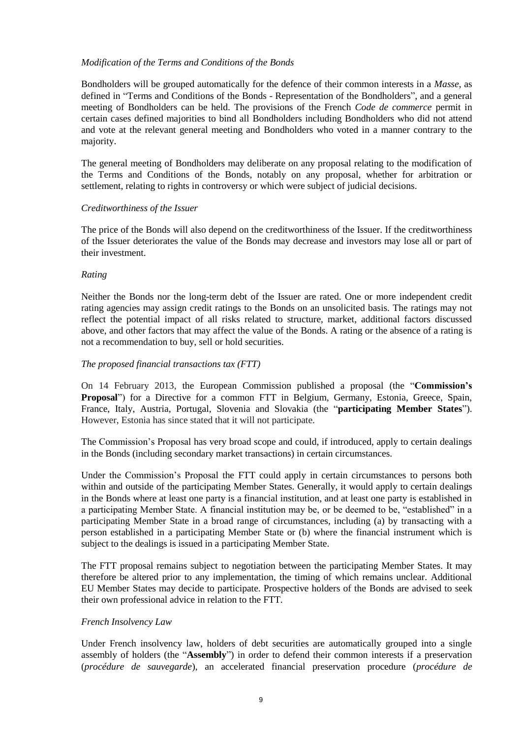*Modification of the Terms and Conditions of the Bonds*

Bondholders will be grouped automatically for the defence of their common interests in a *Masse*, as defined in "Terms and Conditions of the Bonds - Representation of the Bondholders", and a general meeting of Bondholders can be held. The provisions of the French *Code de commerce* permit in certain cases defined majorities to bind all Bondholders including Bondholders who did not attend and vote at the relevant general meeting and Bondholders who voted in a manner contrary to the majority.

The general meeting of Bondholders may deliberate on any proposal relating to the modification of the Terms and Conditions of the Bonds, notably on any proposal, whether for arbitration or settlement, relating to rights in controversy or which were subject of judicial decisions.

*Creditworthiness of the Issuer*

The price of the Bonds will also depend on the creditworthiness of the Issuer. If the creditworthiness of the Issuer deteriorates the value of the Bonds may decrease and investors may lose all or part of their investment.

*Rating*

Neither the Bonds nor the long-term debt of the Issuer are rated. One or more independent credit rating agencies may assign credit ratings to the Bonds on an unsolicited basis. The ratings may not reflect the potential impact of all risks related to structure, market, additional factors discussed above, and other factors that may affect the value of the Bonds. A rating or the absence of a rating is not a recommendation to buy, sell or hold securities.

*The proposed financial transactions tax (FTT)*

On 14 February 2013, the European Commission published a proposal (the "**Commission's Proposal**") for a Directive for a common FTT in Belgium, Germany, Estonia, Greece, Spain, France, Italy, Austria, Portugal, Slovenia and Slovakia (the "**participating Member States**"). However, Estonia has since stated that it will not participate.

The Commission's Proposal has very broad scope and could, if introduced, apply to certain dealings in the Bonds (including secondary market transactions) in certain circumstances.

Under the Commission's Proposal the FTT could apply in certain circumstances to persons both within and outside of the participating Member States. Generally, it would apply to certain dealings in the Bonds where at least one party is a financial institution, and at least one party is established in a participating Member State. A financial institution may be, or be deemed to be, "established" in a participating Member State in a broad range of circumstances, including (a) by transacting with a person established in a participating Member State or (b) where the financial instrument which is subject to the dealings is issued in a participating Member State.

The FTT proposal remains subject to negotiation between the participating Member States. It may therefore be altered prior to any implementation, the timing of which remains unclear. Additional EU Member States may decide to participate. Prospective holders of the Bonds are advised to seek their own professional advice in relation to the FTT.

*French Insolvency Law*

Under French insolvency law, holders of debt securities are automatically grouped into a single assembly of holders (the "**Assembly**") in order to defend their common interests if a preservation (*procédure de sauvegarde*), an accelerated financial preservation procedure (*procédure de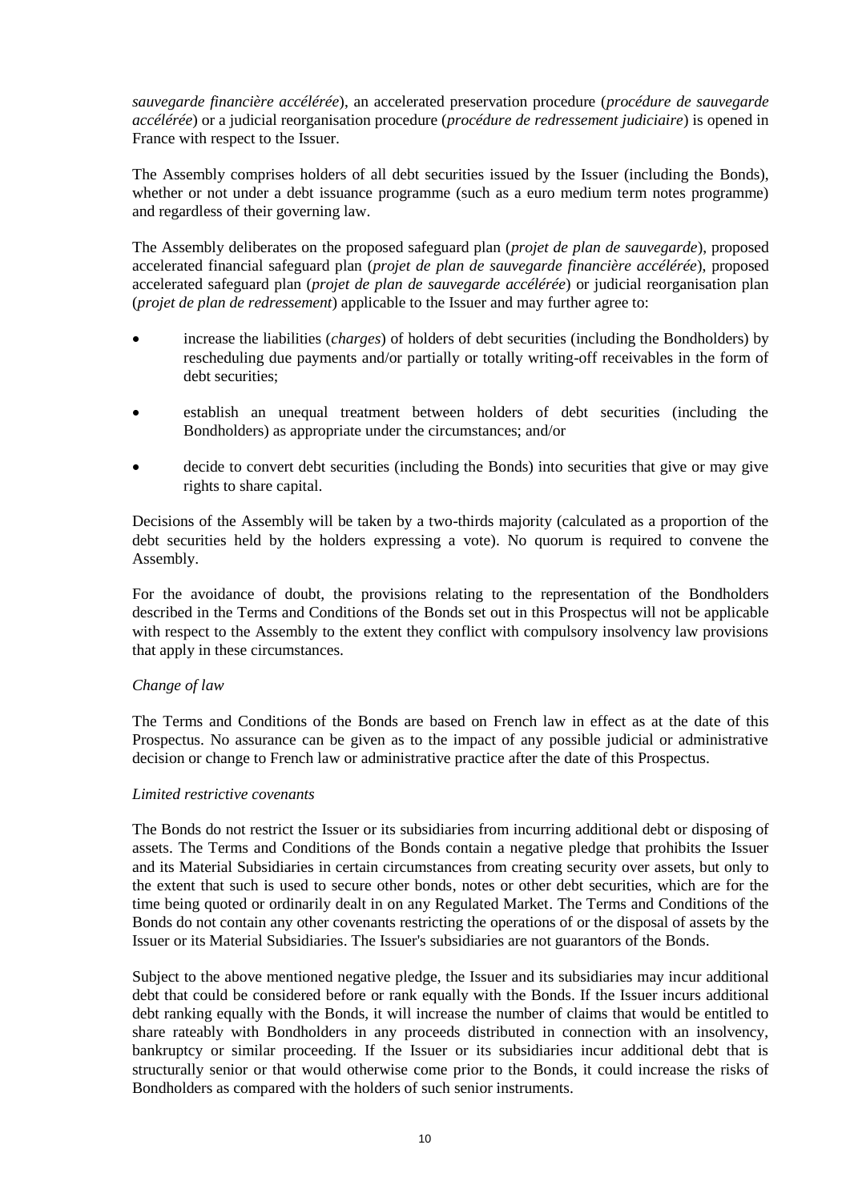*sauvegarde financière accélérée*), an accelerated preservation procedure (*procédure de sauvegarde accélérée*) or a judicial reorganisation procedure (*procédure de redressement judiciaire*) is opened in France with respect to the Issuer.

The Assembly comprises holders of all debt securities issued by the Issuer (including the Bonds), whether or not under a debt issuance programme (such as a euro medium term notes programme) and regardless of their governing law.

The Assembly deliberates on the proposed safeguard plan (*projet de plan de sauvegarde*), proposed accelerated financial safeguard plan (*projet de plan de sauvegarde financière accélérée*), proposed accelerated safeguard plan (*projet de plan de sauvegarde accélérée*) or judicial reorganisation plan (*projet de plan de redressement*) applicable to the Issuer and may further agree to:

- increase the liabilities (*charges*) of holders of debt securities (including the Bondholders) by rescheduling due payments and/or partially or totally writing-off receivables in the form of debt securities;
- establish an unequal treatment between holders of debt securities (including the Bondholders) as appropriate under the circumstances; and/or
- decide to convert debt securities (including the Bonds) into securities that give or may give rights to share capital.

Decisions of the Assembly will be taken by a two-thirds majority (calculated as a proportion of the debt securities held by the holders expressing a vote). No quorum is required to convene the Assembly.

For the avoidance of doubt, the provisions relating to the representation of the Bondholders described in the Terms and Conditions of the Bonds set out in this Prospectus will not be applicable with respect to the Assembly to the extent they conflict with compulsory insolvency law provisions that apply in these circumstances.

*Change of law*

The Terms and Conditions of the Bonds are based on French law in effect as at the date of this Prospectus. No assurance can be given as to the impact of any possible judicial or administrative decision or change to French law or administrative practice after the date of this Prospectus.

*Limited restrictive covenants*

The Bonds do not restrict the Issuer or its subsidiaries from incurring additional debt or disposing of assets. The Terms and Conditions of the Bonds contain a negative pledge that prohibits the Issuer and its Material Subsidiaries in certain circumstances from creating security over assets, but only to the extent that such is used to secure other bonds, notes or other debt securities, which are for the time being quoted or ordinarily dealt in on any Regulated Market. The Terms and Conditions of the Bonds do not contain any other covenants restricting the operations of or the disposal of assets by the Issuer or its Material Subsidiaries. The Issuer's subsidiaries are not guarantors of the Bonds.

Subject to the above mentioned negative pledge, the Issuer and its subsidiaries may incur additional debt that could be considered before or rank equally with the Bonds. If the Issuer incurs additional debt ranking equally with the Bonds, it will increase the number of claims that would be entitled to share rateably with Bondholders in any proceeds distributed in connection with an insolvency, bankruptcy or similar proceeding. If the Issuer or its subsidiaries incur additional debt that is structurally senior or that would otherwise come prior to the Bonds, it could increase the risks of Bondholders as compared with the holders of such senior instruments.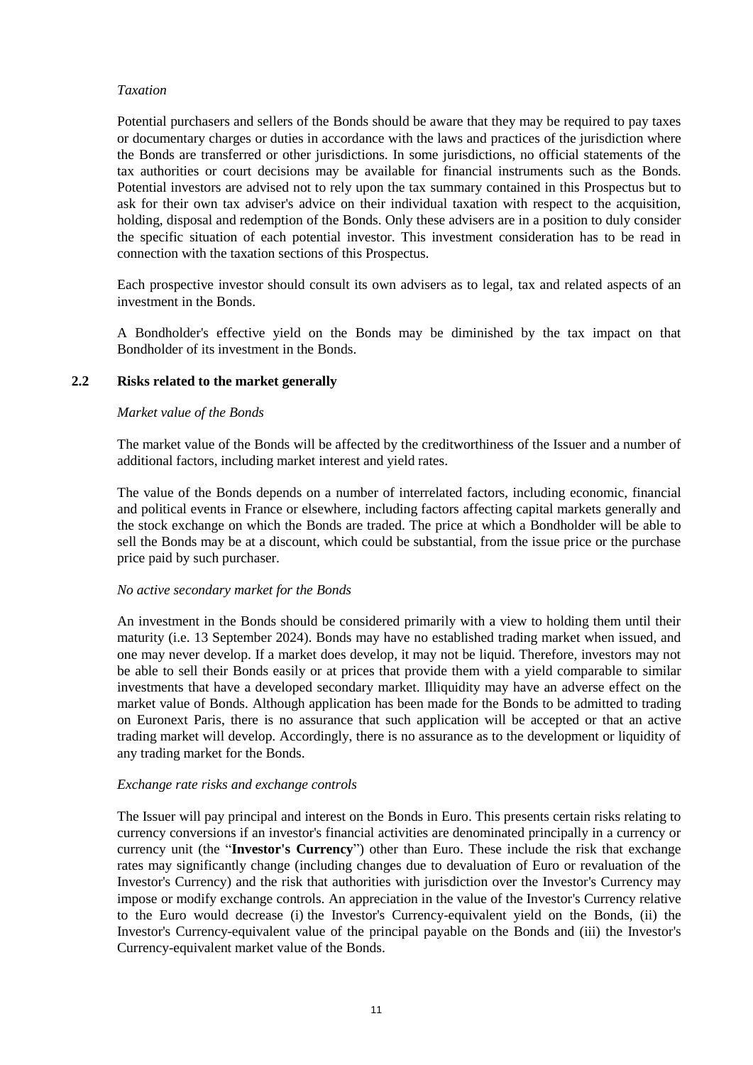*Taxation*

Potential purchasers and sellers of the Bonds should be aware that they may be required to pay taxes or documentary charges or duties in accordance with the laws and practices of the jurisdiction where the Bonds are transferred or other jurisdictions. In some jurisdictions, no official statements of the tax authorities or court decisions may be available for financial instruments such as the Bonds. Potential investors are advised not to rely upon the tax summary contained in this Prospectus but to ask for their own tax adviser's advice on their individual taxation with respect to the acquisition, holding, disposal and redemption of the Bonds. Only these advisers are in a position to duly consider the specific situation of each potential investor. This investment consideration has to be read in connection with the taxation sections of this Prospectus.

Each prospective investor should consult its own advisers as to legal, tax and related aspects of an investment in the Bonds.

A Bondholder's effective yield on the Bonds may be diminished by the tax impact on that Bondholder of its investment in the Bonds.

## 2.2 Risks related to the market generally

*Market value of the Bonds*

The market value of the Bonds will be affected by the creditworthiness of the Issuer and a number of additional factors, including market interest and yield rates.

The value of the Bonds depends on a number of interrelated factors, including economic, financial and political events in France or elsewhere, including factors affecting capital markets generally and the stock exchange on which the Bonds are traded. The price at which a Bondholder will be able to sell the Bonds may be at a discount, which could be substantial, from the issue price or the purchase price paid by such purchaser.

*No active secondary market for the Bonds*

An investment in the Bonds should be considered primarily with a view to holding them until their maturity (i.e. 13 September 2024). Bonds may have no established trading market when issued, and one may never develop. If a market does develop, it may not be liquid. Therefore, investors may not be able to sell their Bonds easily or at prices that provide them with a yield comparable to similar investments that have a developed secondary market. Illiquidity may have an adverse effect on the market value of Bonds. Although application has been made for the Bonds to be admitted to trading on Euronext Paris, there is no assurance that such application will be accepted or that an active trading market will develop. Accordingly, there is no assurance as to the development or liquidity of any trading market for the Bonds.

*Exchange rate risks and exchange controls*

The Issuer will pay principal and interest on the Bonds in Euro. This presents certain risks relating to currency conversions if an investor's financial activities are denominated principally in a currency or currency unit (the "**Investor's Currency**") other than Euro. These include the risk that exchange rates may significantly change (including changes due to devaluation of Euro or revaluation of the Investor's Currency) and the risk that authorities with jurisdiction over the Investor's Currency may impose or modify exchange controls. An appreciation in the value of the Investor's Currency relative to the Euro would decrease (i) the Investor's Currency-equivalent yield on the Bonds, (ii) the Investor's Currency-equivalent value of the principal payable on the Bonds and (iii) the Investor's Currency-equivalent market value of the Bonds.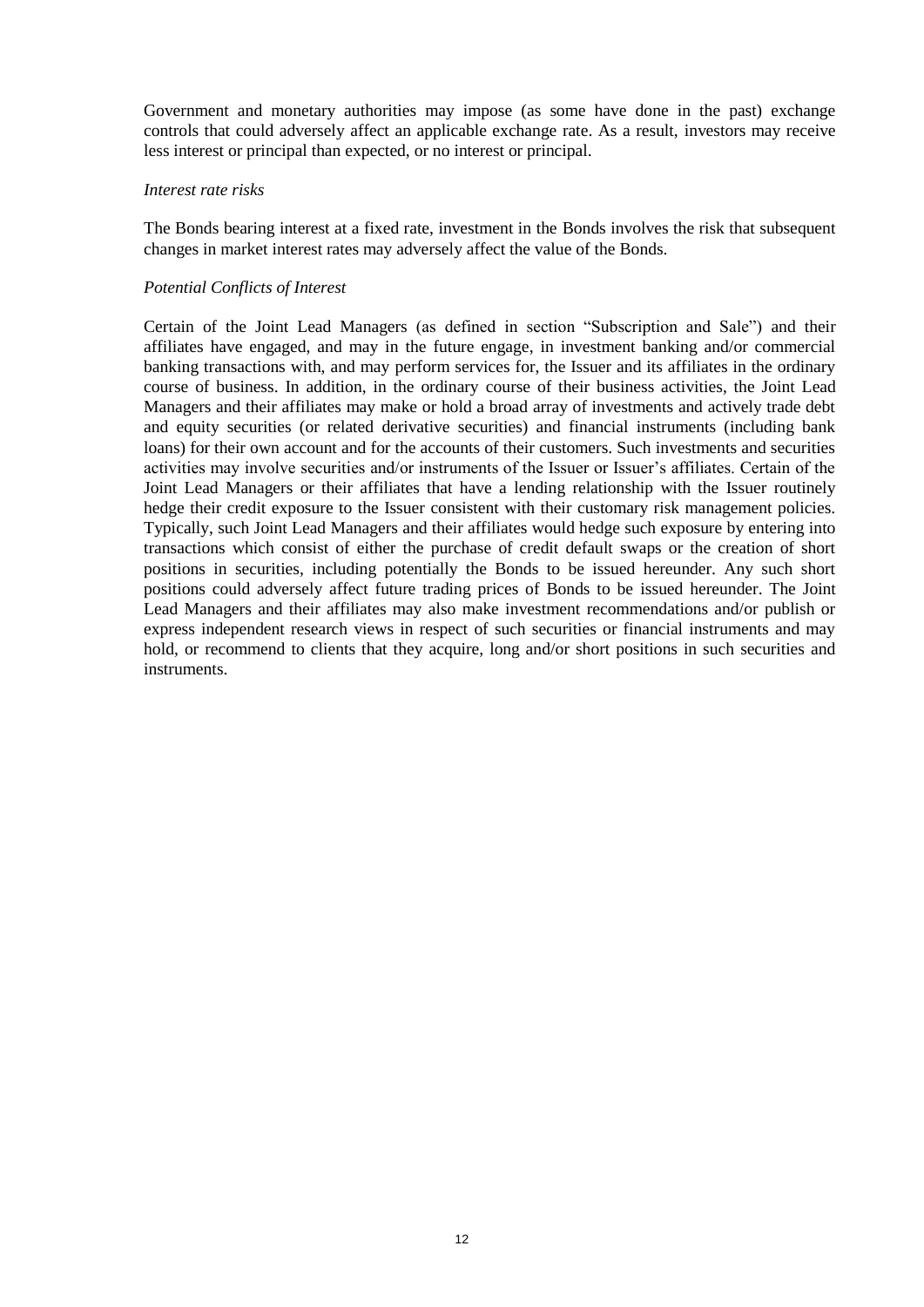Government and monetary authorities may impose (as some have done in the past) exchange controls that could adversely affect an applicable exchange rate. As a result, investors may receive less interest or principal than expected, or no interest or principal.

*Interest rate risks*

The Bonds bearing interest at a fixed rate, investment in the Bonds involves the risk that subsequent changes in market interest rates may adversely affect the value of the Bonds.

*Potential Conflicts of Interest*

Certain of the Joint Lead Managers (as defined in section "Subscription and Sale") and their affiliates have engaged, and may in the future engage, in investment banking and/or commercial banking transactions with, and may perform services for, the Issuer and its affiliates in the ordinary course of business. In addition, in the ordinary course of their business activities, the Joint Lead Managers and their affiliates may make or hold a broad array of investments and actively trade debt and equity securities (or related derivative securities) and financial instruments (including bank loans) for their own account and for the accounts of their customers. Such investments and securities activities may involve securities and/or instruments of the Issuer or Issuer's affiliates. Certain of the Joint Lead Managers or their affiliates that have a lending relationship with the Issuer routinely hedge their credit exposure to the Issuer consistent with their customary risk management policies. Typically, such Joint Lead Managers and their affiliates would hedge such exposure by entering into transactions which consist of either the purchase of credit default swaps or the creation of short positions in securities, including potentially the Bonds to be issued hereunder. Any such short positions could adversely affect future trading prices of Bonds to be issued hereunder. The Joint Lead Managers and their affiliates may also make investment recommendations and/or publish or express independent research views in respect of such securities or financial instruments and may hold, or recommend to clients that they acquire, long and/or short positions in such securities and instruments.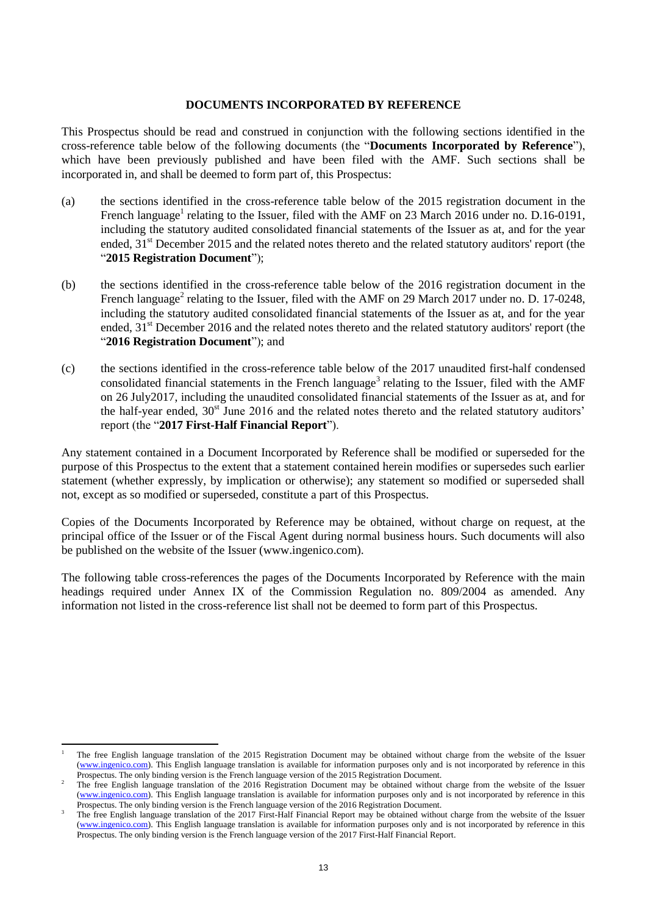## DOCUMENTS INCORPORATED BY REFERENCE

This Prospectus should be read and construed in conjunction with the following sections identified in the cross-reference table below of the following documents (the "**Documents Incorporated by Reference**"), which have been previously published and have been filed with the AMF. Such sections shall be incorporated in, and shall be deemed to form part of, this Prospectus:

(a) the sections identified in the cross-reference table below of the 2015 registration document in the French language[1] relating to the Issuer, filed with the AMF on 23 March 2016 under no. D.16-0191, including the statutory audited consolidated financial statements of the Issuer as at, and for the year ended, 31st December 2015 and the related notes thereto and the related statutory auditors' report (the "**2015 Registration Document**");

(b) the sections identified in the cross-reference table below of the 2016 registration document in the French language[2] relating to the Issuer, filed with the AMF on 29 March 2017 under no. D. 17-0248, including the statutory audited consolidated financial statements of the Issuer as at, and for the year ended, 31st December 2016 and the related notes thereto and the related statutory auditors' report (the "**2016 Registration Document**"); and

(c) the sections identified in the cross-reference table below of the 2017 unaudited first-half condensed consolidated financial statements in the French language[3] relating to the Issuer, filed with the AMF on 26 July2017, including the unaudited consolidated financial statements of the Issuer as at, and for the half-year ended, 30st June 2016 and the related notes thereto and the related statutory auditors' report (the "**2017 First-Half Financial Report**").

Any statement contained in a Document Incorporated by Reference shall be modified or superseded for the purpose of this Prospectus to the extent that a statement contained herein modifies or supersedes such earlier statement (whether expressly, by implication or otherwise); any statement so modified or superseded shall not, except as so modified or superseded, constitute a part of this Prospectus.

Copies of the Documents Incorporated by Reference may be obtained, without charge on request, at the principal office of the Issuer or of the Fiscal Agent during normal business hours. Such documents will also be published on the website of the Issuer (www.ingenico.com).

The following table cross-references the pages of the Documents Incorporated by Reference with the main headings required under Annex IX of the Commission Regulation no. 809/2004 as amended. Any information not listed in the cross-reference list shall not be deemed to form part of this Prospectus.

---

[1] The free English language translation of the 2015 Registration Document may be obtained without charge from the website of the Issuer (www.ingenico.com). This English language translation is available for information purposes only and is not incorporated by reference in this Prospectus. The only binding version is the French language version of the 2015 Registration Document.

[2] The free English language translation of the 2016 Registration Document may be obtained without charge from the website of the Issuer (www.ingenico.com). This English language translation is available for information purposes only and is not incorporated by reference in this Prospectus. The only binding version is the French language version of the 2016 Registration Document.

[3] The free English language translation of the 2017 First-Half Financial Report may be obtained without charge from the website of the Issuer (www.ingenico.com). This English language translation is available for information purposes only and is not incorporated by reference in this Prospectus. The only binding version is the French language version of the 2017 First-Half Financial Report.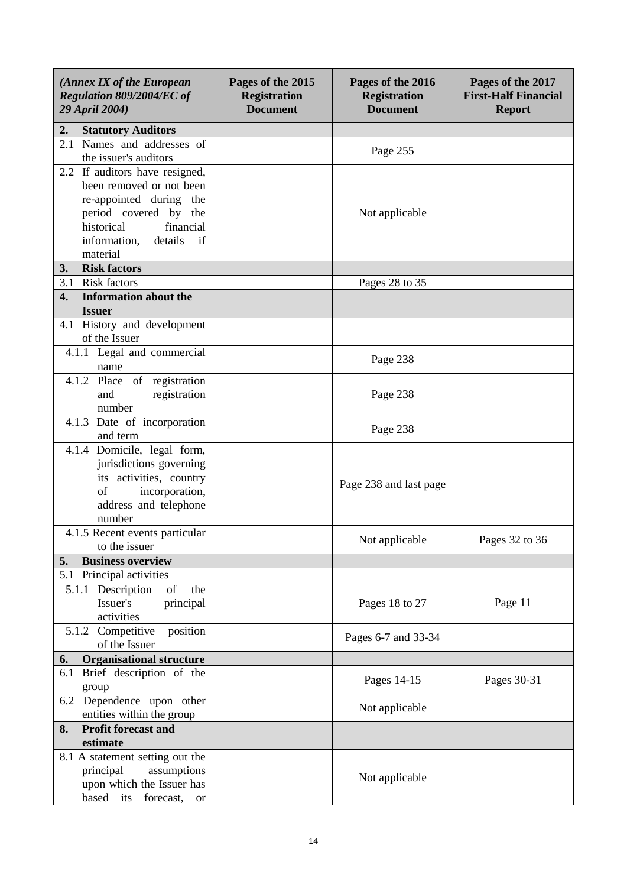| *(Annex IX of the European Regulation 809/2004/EC of 29 April 2004)* | **Pages of the 2015 Registration Document** | **Pages of the 2016 Registration Document** | **Pages of the 2017 First-Half Financial Report** |
|---|---|---|---|
| **2. Statutory Auditors** | | | |
| 2.1 Names and addresses of the issuer's auditors | | Page 255 | |
| 2.2 If auditors have resigned, been removed or not been re-appointed during the period covered by the historical financial information, details if material | | Not applicable | |
| **3. Risk factors** | | | |
| 3.1 Risk factors | | Pages 28 to 35 | |
| **4. Information about the Issuer** | | | |
| 4.1 History and development of the Issuer | | | |
| 4.1.1 Legal and commercial name | | Page 238 | |
| 4.1.2 Place of registration and registration number | | Page 238 | |
| 4.1.3 Date of incorporation and term | | Page 238 | |
| 4.1.4 Domicile, legal form, jurisdictions governing its activities, country of incorporation, address and telephone number | | Page 238 and last page | |
| 4.1.5 Recent events particular to the issuer | | Not applicable | Pages 32 to 36 |
| **5. Business overview** | | | |
| 5.1 Principal activities | | | |
| 5.1.1 Description of the Issuer's principal activities | | Pages 18 to 27 | Page 11 |
| 5.1.2 Competitive position of the Issuer | | Pages 6-7 and 33-34 | |
| **6. Organisational structure** | | | |
| 6.1 Brief description of the group | | Pages 14-15 | Pages 30-31 |
| 6.2 Dependence upon other entities within the group | | Not applicable | |
| **8. Profit forecast and estimate** | | | |
| 8.1 A statement setting out the principal assumptions upon which the Issuer has based its forecast, or | | Not applicable | |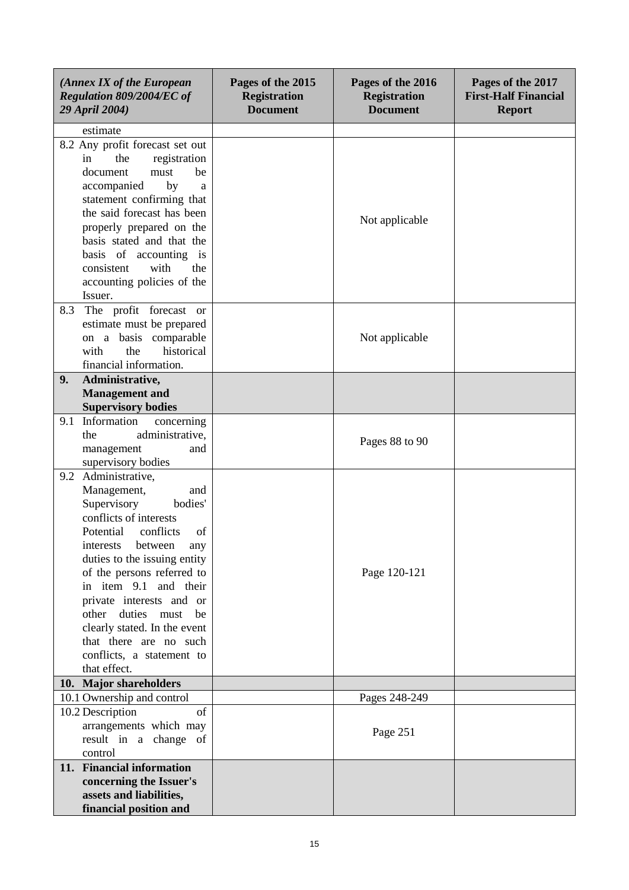| *(Annex IX of the European Regulation 809/2004/EC of 29 April 2004)* | **Pages of the 2015 Registration Document** | **Pages of the 2016 Registration Document** | **Pages of the 2017 First-Half Financial Report** |
|---|---|---|---|
| estimate | | | |
| 8.2 Any profit forecast set out in the registration document must be accompanied by a statement confirming that the said forecast has been properly prepared on the basis stated and that the basis of accounting is consistent with the accounting policies of the Issuer. | | Not applicable | |
| 8.3 The profit forecast or estimate must be prepared on a basis comparable with the historical financial information. | | Not applicable | |
| **9. Administrative, Management and Supervisory bodies** | | | |
| 9.1 Information concerning the administrative, management and supervisory bodies | | Pages 88 to 90 | |
| 9.2 Administrative, Management, and Supervisory bodies' conflicts of interests Potential conflicts of interests between any duties to the issuing entity of the persons referred to in item 9.1 and their private interests and or other duties must be clearly stated. In the event that there are no such conflicts, a statement to that effect. | | Page 120-121 | |
| **10. Major shareholders** | | | |
| 10.1 Ownership and control | | Pages 248-249 | |
| 10.2 Description of arrangements which may result in a change of control | | Page 251 | |
| **11. Financial information concerning the Issuer's assets and liabilities, financial position and** | | | |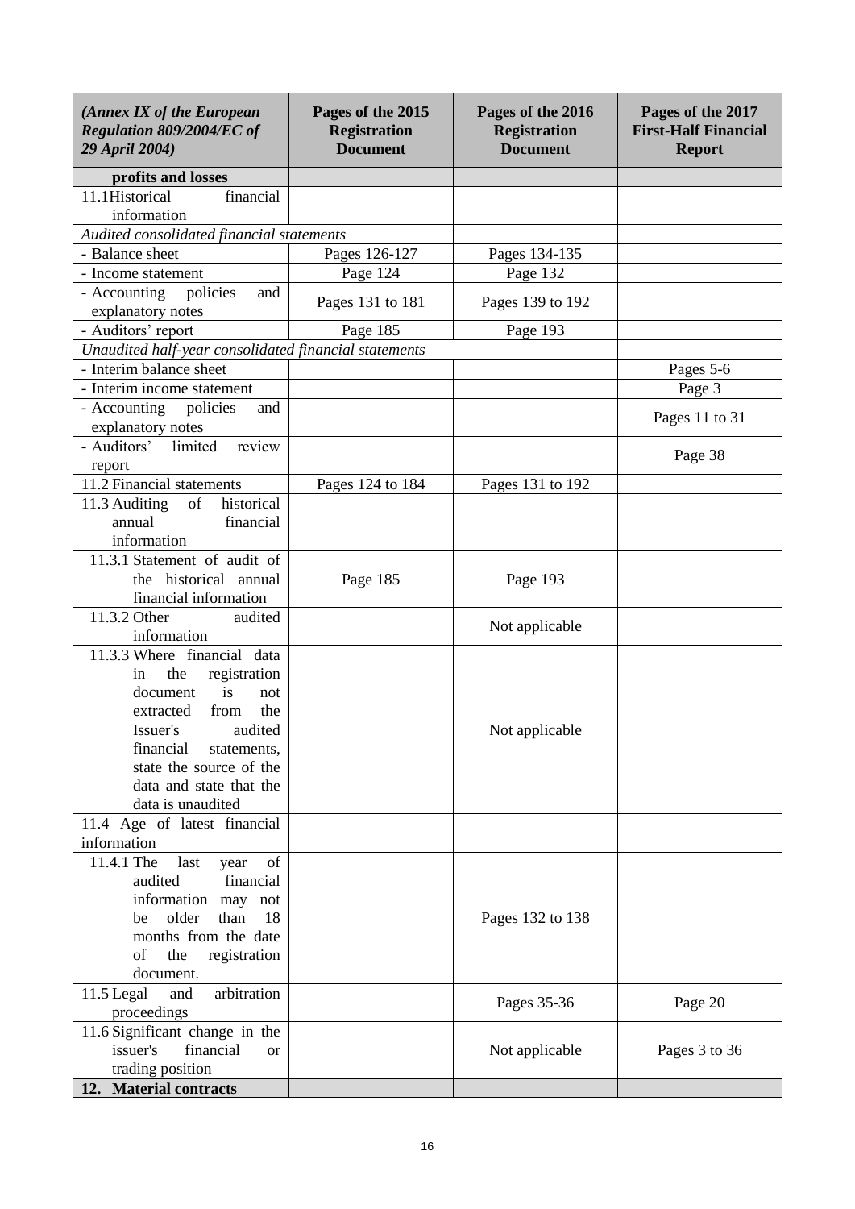| *(Annex IX of the European Regulation 809/2004/EC of 29 April 2004)* | **Pages of the 2015 Registration Document** | **Pages of the 2016 Registration Document** | **Pages of the 2017 First-Half Financial Report** |
|---|---|---|---|
| **profits and losses** | | | |
| 11.1 Historical financial information | | | |
| *Audited consolidated financial statements* | | | |
| - Balance sheet | Pages 126-127 | Pages 134-135 | |
| - Income statement | Page 124 | Page 132 | |
| - Accounting policies and explanatory notes | Pages 131 to 181 | Pages 139 to 192 | |
| - Auditors' report | Page 185 | Page 193 | |
| *Unaudited half-year consolidated financial statements* | | | |
| - Interim balance sheet | | | Pages 5-6 |
| - Interim income statement | | | Page 3 |
| - Accounting policies and explanatory notes | | | Pages 11 to 31 |
| - Auditors' limited review report | | | Page 38 |
| 11.2 Financial statements | Pages 124 to 184 | Pages 131 to 192 | |
| 11.3 Auditing of historical annual financial information | | | |
| 11.3.1 Statement of audit of the historical annual financial information | Page 185 | Page 193 | |
| 11.3.2 Other audited information | | Not applicable | |
| 11.3.3 Where financial data in the registration document is not extracted from the Issuer's audited financial statements, state the source of the data and state that the data is unaudited | | Not applicable | |
| 11.4 Age of latest financial information | | | |
| 11.4.1 The last year of audited financial information may not be older than 18 months from the date of the registration document. | | Pages 132 to 138 | |
| 11.5 Legal and arbitration proceedings | | Pages 35-36 | Page 20 |
| 11.6 Significant change in the issuer's financial or trading position | | Not applicable | Pages 3 to 36 |
| **12. Material contracts** | | | |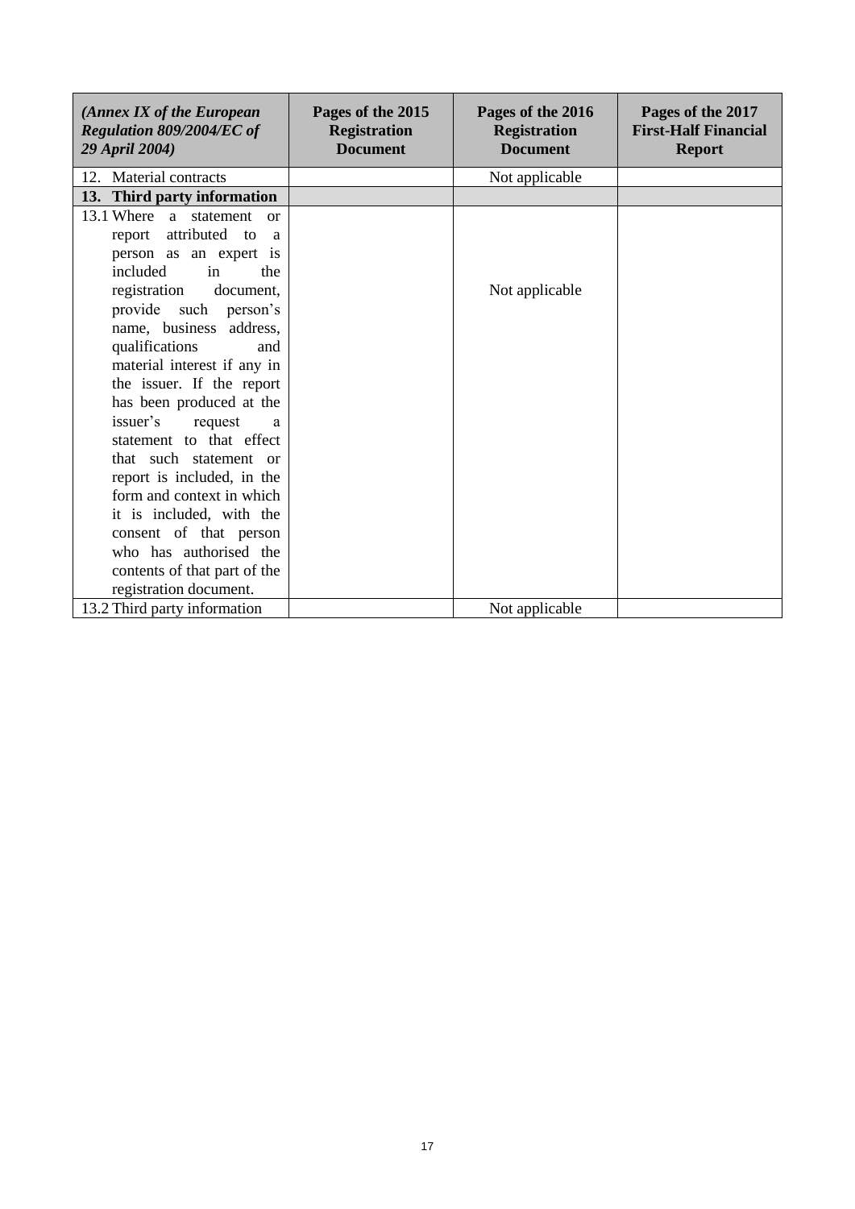| *(Annex IX of the European Regulation 809/2004/EC of 29 April 2004)* | **Pages of the 2015 Registration Document** | **Pages of the 2016 Registration Document** | **Pages of the 2017 First-Half Financial Report** |
|---|---|---|---|
| 12. Material contracts | | Not applicable | |
| **13. Third party information** | | | |
| 13.1 Where a statement or report attributed to a person as an expert is included in the registration document, provide such person's name, business address, qualifications and material interest if any in the issuer. If the report has been produced at the issuer's request a statement to that effect that such statement or report is included, in the form and context in which it is included, with the consent of that person who has authorised the contents of that part of the registration document. | | Not applicable | |
| 13.2 Third party information | | Not applicable | |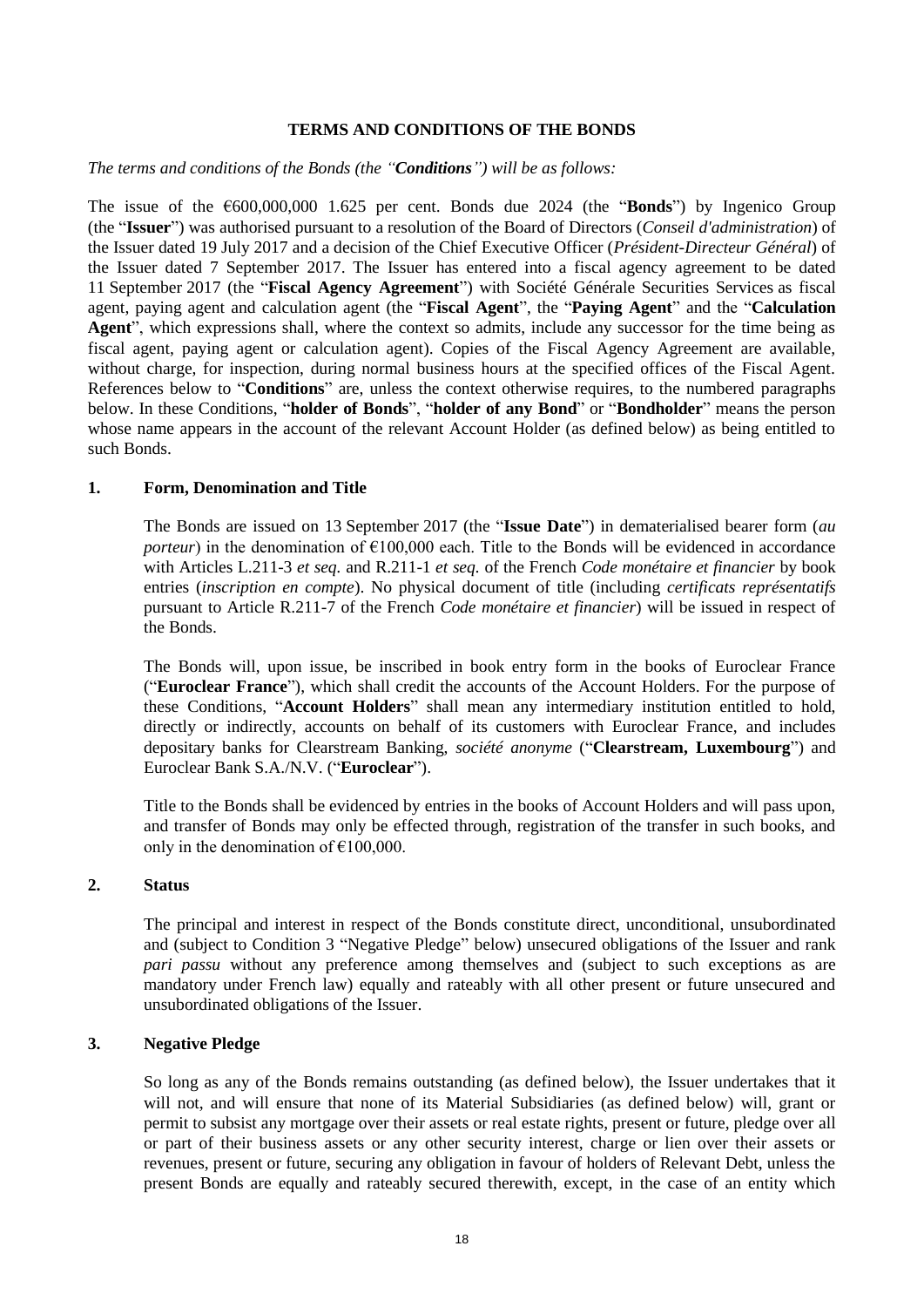## TERMS AND CONDITIONS OF THE BONDS

*The terms and conditions of the Bonds (the "**Conditions**") will be as follows:*

The issue of the €600,000,000 1.625 per cent. Bonds due 2024 (the "**Bonds**") by Ingenico Group (the "**Issuer**") was authorised pursuant to a resolution of the Board of Directors (*Conseil d'administration*) of the Issuer dated 19 July 2017 and a decision of the Chief Executive Officer (*Président-Directeur Général*) of the Issuer dated 7 September 2017. The Issuer has entered into a fiscal agency agreement to be dated 11 September 2017 (the "**Fiscal Agency Agreement**") with Société Générale Securities Services as fiscal agent, paying agent and calculation agent (the "**Fiscal Agent**", the "**Paying Agent**" and the "**Calculation Agent**", which expressions shall, where the context so admits, include any successor for the time being as fiscal agent, paying agent or calculation agent). Copies of the Fiscal Agency Agreement are available, without charge, for inspection, during normal business hours at the specified offices of the Fiscal Agent. References below to "**Conditions**" are, unless the context otherwise requires, to the numbered paragraphs below. In these Conditions, "**holder of Bonds**", "**holder of any Bond**" or "**Bondholder**" means the person whose name appears in the account of the relevant Account Holder (as defined below) as being entitled to such Bonds.

### 1. Form, Denomination and Title

The Bonds are issued on 13 September 2017 (the "**Issue Date**") in dematerialised bearer form (*au porteur*) in the denomination of €100,000 each. Title to the Bonds will be evidenced in accordance with Articles L.211-3 *et seq.* and R.211-1 *et seq.* of the French *Code monétaire et financier* by book entries (*inscription en compte*). No physical document of title (including *certificats représentatifs* pursuant to Article R.211-7 of the French *Code monétaire et financier*) will be issued in respect of the Bonds.

The Bonds will, upon issue, be inscribed in book entry form in the books of Euroclear France ("**Euroclear France**"), which shall credit the accounts of the Account Holders. For the purpose of these Conditions, "**Account Holders**" shall mean any intermediary institution entitled to hold, directly or indirectly, accounts on behalf of its customers with Euroclear France, and includes depositary banks for Clearstream Banking, *société anonyme* ("**Clearstream, Luxembourg**") and Euroclear Bank S.A./N.V. ("**Euroclear**").

Title to the Bonds shall be evidenced by entries in the books of Account Holders and will pass upon, and transfer of Bonds may only be effected through, registration of the transfer in such books, and only in the denomination of €100,000.

### 2. Status

The principal and interest in respect of the Bonds constitute direct, unconditional, unsubordinated and (subject to Condition 3 "Negative Pledge" below) unsecured obligations of the Issuer and rank *pari passu* without any preference among themselves and (subject to such exceptions as are mandatory under French law) equally and rateably with all other present or future unsecured and unsubordinated obligations of the Issuer.

### 3. Negative Pledge

So long as any of the Bonds remains outstanding (as defined below), the Issuer undertakes that it will not, and will ensure that none of its Material Subsidiaries (as defined below) will, grant or permit to subsist any mortgage over their assets or real estate rights, present or future, pledge over all or part of their business assets or any other security interest, charge or lien over their assets or revenues, present or future, securing any obligation in favour of holders of Relevant Debt, unless the present Bonds are equally and rateably secured therewith, except, in the case of an entity which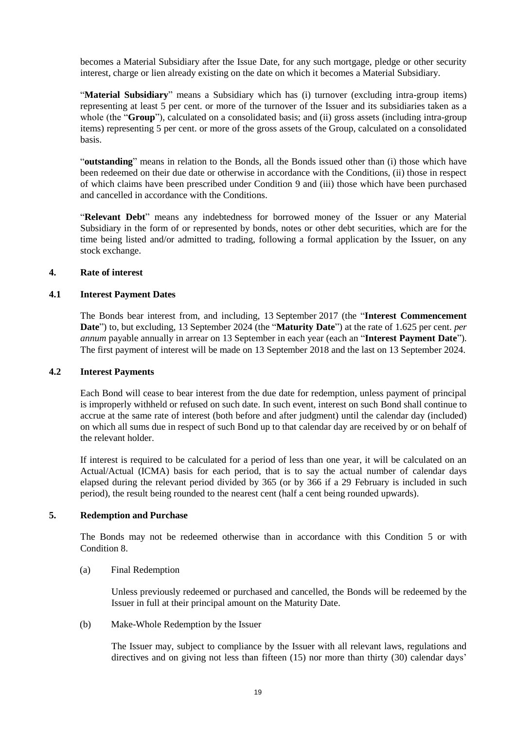becomes a Material Subsidiary after the Issue Date, for any such mortgage, pledge or other security interest, charge or lien already existing on the date on which it becomes a Material Subsidiary.

"**Material Subsidiary**" means a Subsidiary which has (i) turnover (excluding intra-group items) representing at least 5 per cent. or more of the turnover of the Issuer and its subsidiaries taken as a whole (the "**Group**"), calculated on a consolidated basis; and (ii) gross assets (including intra-group items) representing 5 per cent. or more of the gross assets of the Group, calculated on a consolidated basis.

"**outstanding**" means in relation to the Bonds, all the Bonds issued other than (i) those which have been redeemed on their due date or otherwise in accordance with the Conditions, (ii) those in respect of which claims have been prescribed under Condition 9 and (iii) those which have been purchased and cancelled in accordance with the Conditions.

"**Relevant Debt**" means any indebtedness for borrowed money of the Issuer or any Material Subsidiary in the form of or represented by bonds, notes or other debt securities, which are for the time being listed and/or admitted to trading, following a formal application by the Issuer, on any stock exchange.

## 4. Rate of interest

### 4.1 Interest Payment Dates

The Bonds bear interest from, and including, 13 September 2017 (the "**Interest Commencement Date**") to, but excluding, 13 September 2024 (the "**Maturity Date**") at the rate of 1.625 per cent. *per annum* payable annually in arrear on 13 September in each year (each an "**Interest Payment Date**"). The first payment of interest will be made on 13 September 2018 and the last on 13 September 2024.

### 4.2 Interest Payments

Each Bond will cease to bear interest from the due date for redemption, unless payment of principal is improperly withheld or refused on such date. In such event, interest on such Bond shall continue to accrue at the same rate of interest (both before and after judgment) until the calendar day (included) on which all sums due in respect of such Bond up to that calendar day are received by or on behalf of the relevant holder.

If interest is required to be calculated for a period of less than one year, it will be calculated on an Actual/Actual (ICMA) basis for each period, that is to say the actual number of calendar days elapsed during the relevant period divided by 365 (or by 366 if a 29 February is included in such period), the result being rounded to the nearest cent (half a cent being rounded upwards).

## 5. Redemption and Purchase

The Bonds may not be redeemed otherwise than in accordance with this Condition 5 or with Condition 8.

(a) Final Redemption

Unless previously redeemed or purchased and cancelled, the Bonds will be redeemed by the Issuer in full at their principal amount on the Maturity Date.

(b) Make-Whole Redemption by the Issuer

The Issuer may, subject to compliance by the Issuer with all relevant laws, regulations and directives and on giving not less than fifteen (15) nor more than thirty (30) calendar days'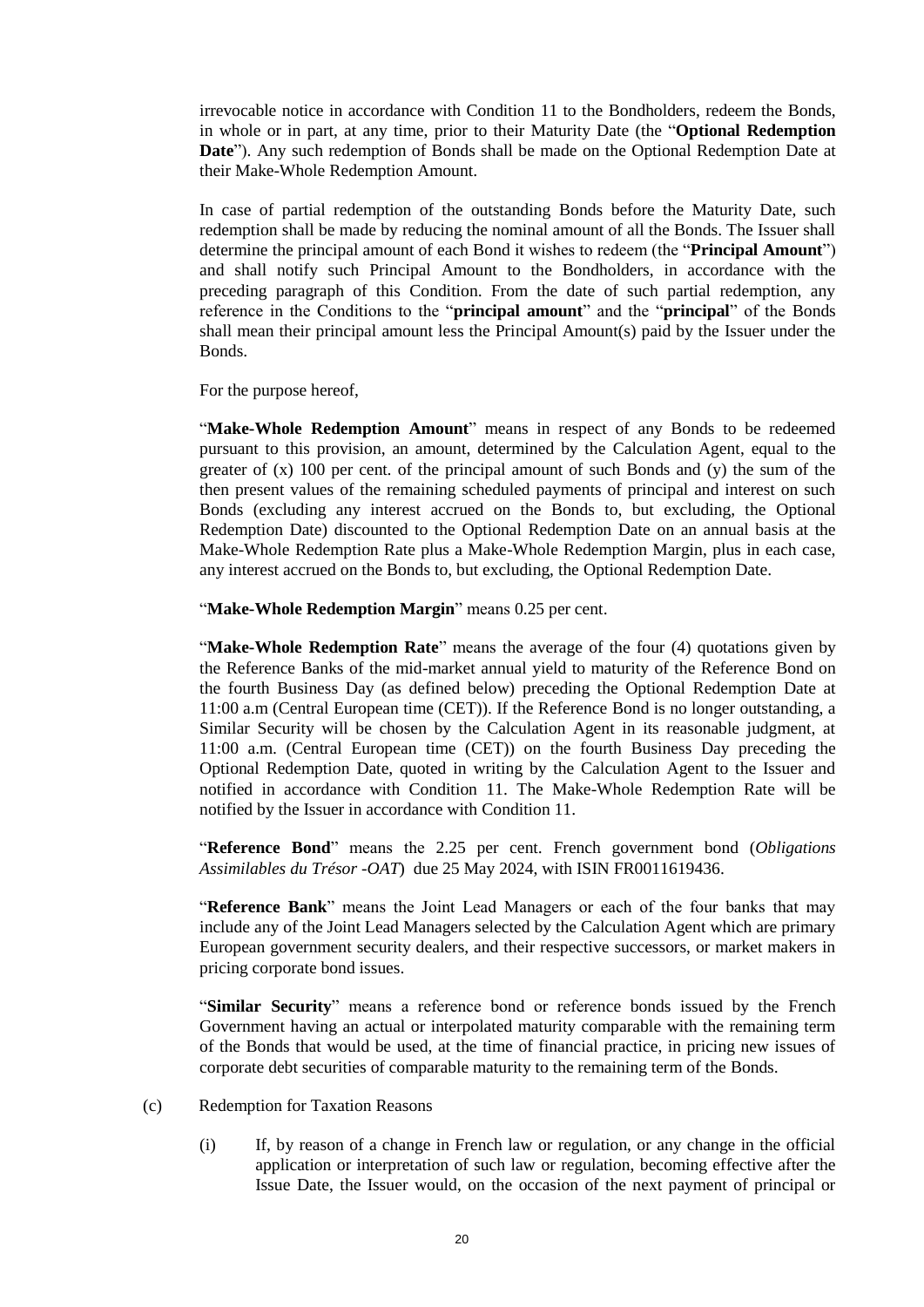irrevocable notice in accordance with Condition 11 to the Bondholders, redeem the Bonds, in whole or in part, at any time, prior to their Maturity Date (the "**Optional Redemption Date**"). Any such redemption of Bonds shall be made on the Optional Redemption Date at their Make-Whole Redemption Amount.

In case of partial redemption of the outstanding Bonds before the Maturity Date, such redemption shall be made by reducing the nominal amount of all the Bonds. The Issuer shall determine the principal amount of each Bond it wishes to redeem (the "**Principal Amount**") and shall notify such Principal Amount to the Bondholders, in accordance with the preceding paragraph of this Condition. From the date of such partial redemption, any reference in the Conditions to the "**principal amount**" and the "**principal**" of the Bonds shall mean their principal amount less the Principal Amount(s) paid by the Issuer under the Bonds.

For the purpose hereof,

"**Make-Whole Redemption Amount**" means in respect of any Bonds to be redeemed pursuant to this provision, an amount, determined by the Calculation Agent, equal to the greater of (x) 100 per cent. of the principal amount of such Bonds and (y) the sum of the then present values of the remaining scheduled payments of principal and interest on such Bonds (excluding any interest accrued on the Bonds to, but excluding, the Optional Redemption Date) discounted to the Optional Redemption Date on an annual basis at the Make-Whole Redemption Rate plus a Make-Whole Redemption Margin, plus in each case, any interest accrued on the Bonds to, but excluding, the Optional Redemption Date.

"**Make-Whole Redemption Margin**" means 0.25 per cent.

"**Make-Whole Redemption Rate**" means the average of the four (4) quotations given by the Reference Banks of the mid-market annual yield to maturity of the Reference Bond on the fourth Business Day (as defined below) preceding the Optional Redemption Date at 11:00 a.m (Central European time (CET)). If the Reference Bond is no longer outstanding, a Similar Security will be chosen by the Calculation Agent in its reasonable judgment, at 11:00 a.m. (Central European time (CET)) on the fourth Business Day preceding the Optional Redemption Date, quoted in writing by the Calculation Agent to the Issuer and notified in accordance with Condition 11. The Make-Whole Redemption Rate will be notified by the Issuer in accordance with Condition 11.

"**Reference Bond**" means the 2.25 per cent. French government bond (*Obligations Assimilables du Trésor -OAT*) due 25 May 2024, with ISIN FR0011619436.

"**Reference Bank**" means the Joint Lead Managers or each of the four banks that may include any of the Joint Lead Managers selected by the Calculation Agent which are primary European government security dealers, and their respective successors, or market makers in pricing corporate bond issues.

"**Similar Security**" means a reference bond or reference bonds issued by the French Government having an actual or interpolated maturity comparable with the remaining term of the Bonds that would be used, at the time of financial practice, in pricing new issues of corporate debt securities of comparable maturity to the remaining term of the Bonds.

(c) Redemption for Taxation Reasons

(i) If, by reason of a change in French law or regulation, or any change in the official application or interpretation of such law or regulation, becoming effective after the Issue Date, the Issuer would, on the occasion of the next payment of principal or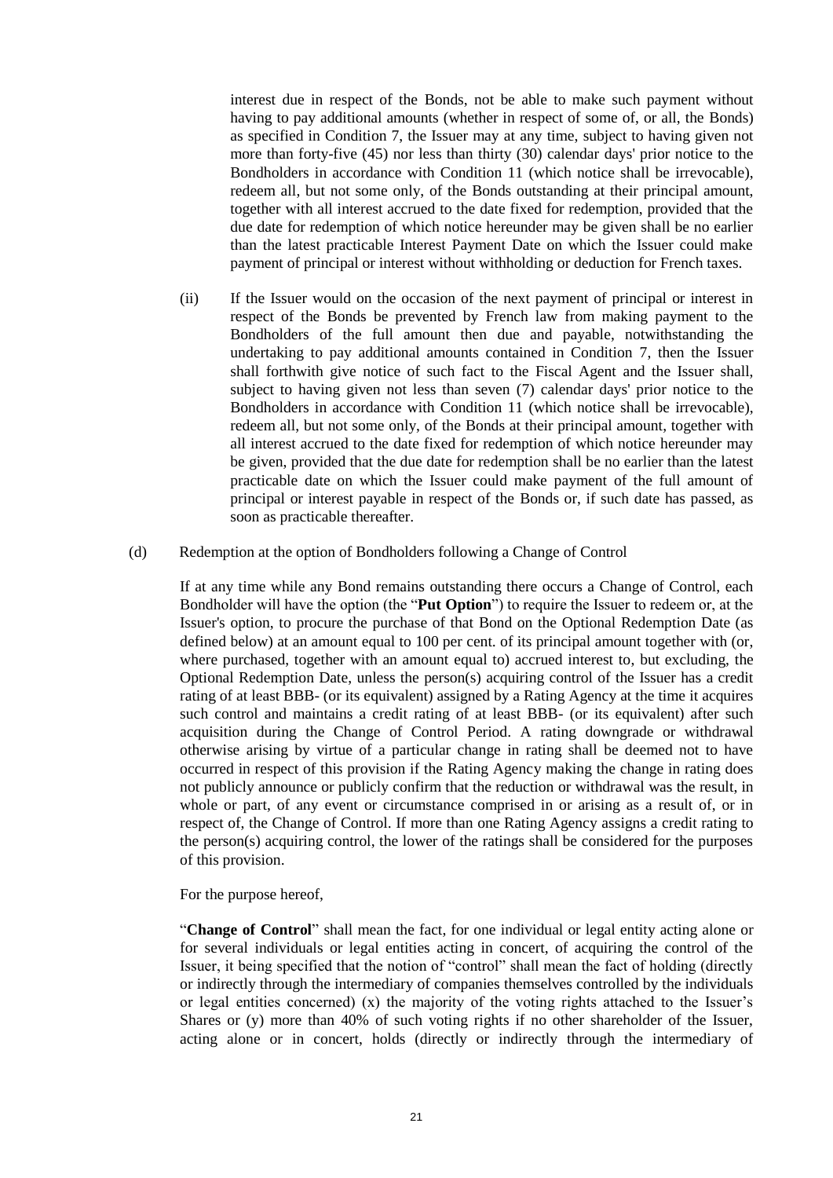interest due in respect of the Bonds, not be able to make such payment without having to pay additional amounts (whether in respect of some of, or all, the Bonds) as specified in Condition 7, the Issuer may at any time, subject to having given not more than forty-five (45) nor less than thirty (30) calendar days' prior notice to the Bondholders in accordance with Condition 11 (which notice shall be irrevocable), redeem all, but not some only, of the Bonds outstanding at their principal amount, together with all interest accrued to the date fixed for redemption, provided that the due date for redemption of which notice hereunder may be given shall be no earlier than the latest practicable Interest Payment Date on which the Issuer could make payment of principal or interest without withholding or deduction for French taxes.

(ii) If the Issuer would on the occasion of the next payment of principal or interest in respect of the Bonds be prevented by French law from making payment to the Bondholders of the full amount then due and payable, notwithstanding the undertaking to pay additional amounts contained in Condition 7, then the Issuer shall forthwith give notice of such fact to the Fiscal Agent and the Issuer shall, subject to having given not less than seven (7) calendar days' prior notice to the Bondholders in accordance with Condition 11 (which notice shall be irrevocable), redeem all, but not some only, of the Bonds at their principal amount, together with all interest accrued to the date fixed for redemption of which notice hereunder may be given, provided that the due date for redemption shall be no earlier than the latest practicable date on which the Issuer could make payment of the full amount of principal or interest payable in respect of the Bonds or, if such date has passed, as soon as practicable thereafter.

(d) Redemption at the option of Bondholders following a Change of Control

If at any time while any Bond remains outstanding there occurs a Change of Control, each Bondholder will have the option (the "**Put Option**") to require the Issuer to redeem or, at the Issuer's option, to procure the purchase of that Bond on the Optional Redemption Date (as defined below) at an amount equal to 100 per cent. of its principal amount together with (or, where purchased, together with an amount equal to) accrued interest to, but excluding, the Optional Redemption Date, unless the person(s) acquiring control of the Issuer has a credit rating of at least BBB- (or its equivalent) assigned by a Rating Agency at the time it acquires such control and maintains a credit rating of at least BBB- (or its equivalent) after such acquisition during the Change of Control Period. A rating downgrade or withdrawal otherwise arising by virtue of a particular change in rating shall be deemed not to have occurred in respect of this provision if the Rating Agency making the change in rating does not publicly announce or publicly confirm that the reduction or withdrawal was the result, in whole or part, of any event or circumstance comprised in or arising as a result of, or in respect of, the Change of Control. If more than one Rating Agency assigns a credit rating to the person(s) acquiring control, the lower of the ratings shall be considered for the purposes of this provision.

For the purpose hereof,

"**Change of Control**" shall mean the fact, for one individual or legal entity acting alone or for several individuals or legal entities acting in concert, of acquiring the control of the Issuer, it being specified that the notion of "control" shall mean the fact of holding (directly or indirectly through the intermediary of companies themselves controlled by the individuals or legal entities concerned) (x) the majority of the voting rights attached to the Issuer's Shares or (y) more than 40% of such voting rights if no other shareholder of the Issuer, acting alone or in concert, holds (directly or indirectly through the intermediary of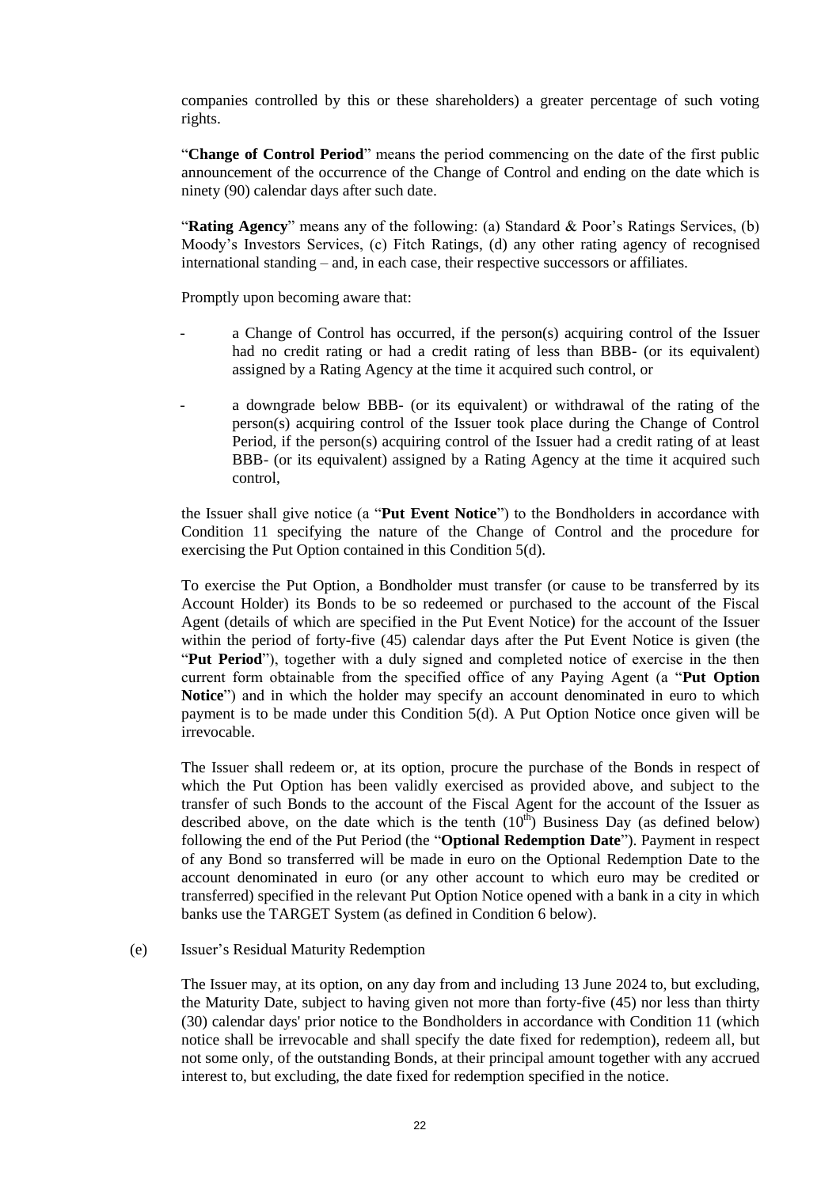companies controlled by this or these shareholders) a greater percentage of such voting rights.

"**Change of Control Period**" means the period commencing on the date of the first public announcement of the occurrence of the Change of Control and ending on the date which is ninety (90) calendar days after such date.

"**Rating Agency**" means any of the following: (a) Standard & Poor's Ratings Services, (b) Moody's Investors Services, (c) Fitch Ratings, (d) any other rating agency of recognised international standing – and, in each case, their respective successors or affiliates.

Promptly upon becoming aware that:

- a Change of Control has occurred, if the person(s) acquiring control of the Issuer had no credit rating or had a credit rating of less than BBB- (or its equivalent) assigned by a Rating Agency at the time it acquired such control, or

- a downgrade below BBB- (or its equivalent) or withdrawal of the rating of the person(s) acquiring control of the Issuer took place during the Change of Control Period, if the person(s) acquiring control of the Issuer had a credit rating of at least BBB- (or its equivalent) assigned by a Rating Agency at the time it acquired such control,

the Issuer shall give notice (a "**Put Event Notice**") to the Bondholders in accordance with Condition 11 specifying the nature of the Change of Control and the procedure for exercising the Put Option contained in this Condition 5(d).

To exercise the Put Option, a Bondholder must transfer (or cause to be transferred by its Account Holder) its Bonds to be so redeemed or purchased to the account of the Fiscal Agent (details of which are specified in the Put Event Notice) for the account of the Issuer within the period of forty-five (45) calendar days after the Put Event Notice is given (the "**Put Period**"), together with a duly signed and completed notice of exercise in the then current form obtainable from the specified office of any Paying Agent (a "**Put Option Notice**") and in which the holder may specify an account denominated in euro to which payment is to be made under this Condition 5(d). A Put Option Notice once given will be irrevocable.

The Issuer shall redeem or, at its option, procure the purchase of the Bonds in respect of which the Put Option has been validly exercised as provided above, and subject to the transfer of such Bonds to the account of the Fiscal Agent for the account of the Issuer as described above, on the date which is the tenth (10th) Business Day (as defined below) following the end of the Put Period (the "**Optional Redemption Date**"). Payment in respect of any Bond so transferred will be made in euro on the Optional Redemption Date to the account denominated in euro (or any other account to which euro may be credited or transferred) specified in the relevant Put Option Notice opened with a bank in a city in which banks use the TARGET System (as defined in Condition 6 below).

(e) Issuer's Residual Maturity Redemption

The Issuer may, at its option, on any day from and including 13 June 2024 to, but excluding, the Maturity Date, subject to having given not more than forty-five (45) nor less than thirty (30) calendar days' prior notice to the Bondholders in accordance with Condition 11 (which notice shall be irrevocable and shall specify the date fixed for redemption), redeem all, but not some only, of the outstanding Bonds, at their principal amount together with any accrued interest to, but excluding, the date fixed for redemption specified in the notice.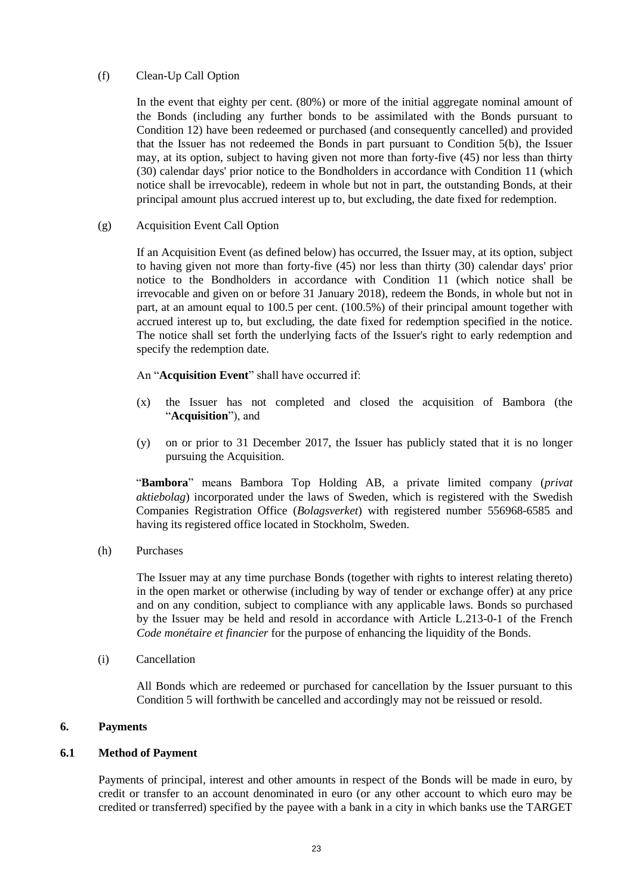(f) Clean-Up Call Option

In the event that eighty per cent. (80%) or more of the initial aggregate nominal amount of the Bonds (including any further bonds to be assimilated with the Bonds pursuant to Condition 12) have been redeemed or purchased (and consequently cancelled) and provided that the Issuer has not redeemed the Bonds in part pursuant to Condition 5(b), the Issuer may, at its option, subject to having given not more than forty-five (45) nor less than thirty (30) calendar days' prior notice to the Bondholders in accordance with Condition 11 (which notice shall be irrevocable), redeem in whole but not in part, the outstanding Bonds, at their principal amount plus accrued interest up to, but excluding, the date fixed for redemption.

(g) Acquisition Event Call Option

If an Acquisition Event (as defined below) has occurred, the Issuer may, at its option, subject to having given not more than forty-five (45) nor less than thirty (30) calendar days' prior notice to the Bondholders in accordance with Condition 11 (which notice shall be irrevocable and given on or before 31 January 2018), redeem the Bonds, in whole but not in part, at an amount equal to 100.5 per cent. (100.5%) of their principal amount together with accrued interest up to, but excluding, the date fixed for redemption specified in the notice. The notice shall set forth the underlying facts of the Issuer's right to early redemption and specify the redemption date.

An "**Acquisition Event**" shall have occurred if:

(x) the Issuer has not completed and closed the acquisition of Bambora (the "**Acquisition**"), and

(y) on or prior to 31 December 2017, the Issuer has publicly stated that it is no longer pursuing the Acquisition.

"**Bambora**" means Bambora Top Holding AB, a private limited company (*privat aktiebolag*) incorporated under the laws of Sweden, which is registered with the Swedish Companies Registration Office (*Bolagsverket*) with registered number 556968-6585 and having its registered office located in Stockholm, Sweden.

(h) Purchases

The Issuer may at any time purchase Bonds (together with rights to interest relating thereto) in the open market or otherwise (including by way of tender or exchange offer) at any price and on any condition, subject to compliance with any applicable laws. Bonds so purchased by the Issuer may be held and resold in accordance with Article L.213-0-1 of the French *Code monétaire et financier* for the purpose of enhancing the liquidity of the Bonds.

(i) Cancellation

All Bonds which are redeemed or purchased for cancellation by the Issuer pursuant to this Condition 5 will forthwith be cancelled and accordingly may not be reissued or resold.

## 6. Payments

### 6.1 Method of Payment

Payments of principal, interest and other amounts in respect of the Bonds will be made in euro, by credit or transfer to an account denominated in euro (or any other account to which euro may be credited or transferred) specified by the payee with a bank in a city in which banks use the TARGET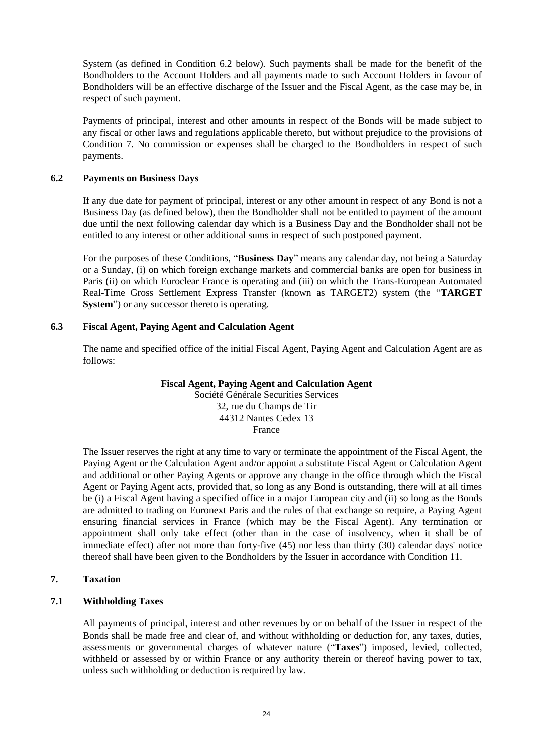System (as defined in Condition 6.2 below). Such payments shall be made for the benefit of the Bondholders to the Account Holders and all payments made to such Account Holders in favour of Bondholders will be an effective discharge of the Issuer and the Fiscal Agent, as the case may be, in respect of such payment.

Payments of principal, interest and other amounts in respect of the Bonds will be made subject to any fiscal or other laws and regulations applicable thereto, but without prejudice to the provisions of Condition 7. No commission or expenses shall be charged to the Bondholders in respect of such payments.

### 6.2 Payments on Business Days

If any due date for payment of principal, interest or any other amount in respect of any Bond is not a Business Day (as defined below), then the Bondholder shall not be entitled to payment of the amount due until the next following calendar day which is a Business Day and the Bondholder shall not be entitled to any interest or other additional sums in respect of such postponed payment.

For the purposes of these Conditions, "**Business Day**" means any calendar day, not being a Saturday or a Sunday, (i) on which foreign exchange markets and commercial banks are open for business in Paris (ii) on which Euroclear France is operating and (iii) on which the Trans-European Automated Real-Time Gross Settlement Express Transfer (known as TARGET2) system (the "**TARGET System**") or any successor thereto is operating.

### 6.3 Fiscal Agent, Paying Agent and Calculation Agent

The name and specified office of the initial Fiscal Agent, Paying Agent and Calculation Agent are as follows:

**Fiscal Agent, Paying Agent and Calculation Agent**
Société Générale Securities Services
32, rue du Champs de Tir
44312 Nantes Cedex 13
France

The Issuer reserves the right at any time to vary or terminate the appointment of the Fiscal Agent, the Paying Agent or the Calculation Agent and/or appoint a substitute Fiscal Agent or Calculation Agent and additional or other Paying Agents or approve any change in the office through which the Fiscal Agent or Paying Agent acts, provided that, so long as any Bond is outstanding, there will at all times be (i) a Fiscal Agent having a specified office in a major European city and (ii) so long as the Bonds are admitted to trading on Euronext Paris and the rules of that exchange so require, a Paying Agent ensuring financial services in France (which may be the Fiscal Agent). Any termination or appointment shall only take effect (other than in the case of insolvency, when it shall be of immediate effect) after not more than forty-five (45) nor less than thirty (30) calendar days' notice thereof shall have been given to the Bondholders by the Issuer in accordance with Condition 11.

## 7. Taxation

### 7.1 Withholding Taxes

All payments of principal, interest and other revenues by or on behalf of the Issuer in respect of the Bonds shall be made free and clear of, and without withholding or deduction for, any taxes, duties, assessments or governmental charges of whatever nature ("**Taxes**") imposed, levied, collected, withheld or assessed by or within France or any authority therein or thereof having power to tax, unless such withholding or deduction is required by law.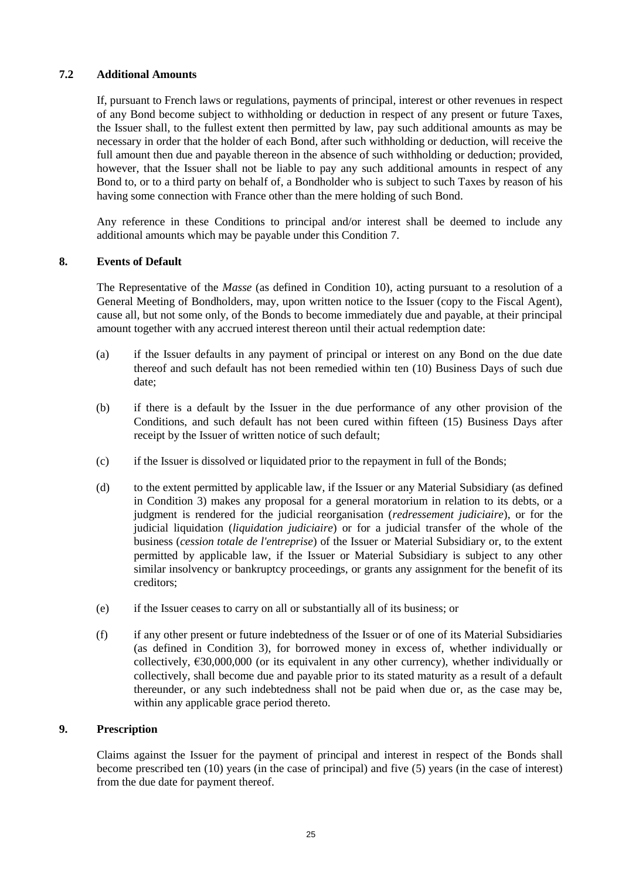### 7.2 Additional Amounts

If, pursuant to French laws or regulations, payments of principal, interest or other revenues in respect of any Bond become subject to withholding or deduction in respect of any present or future Taxes, the Issuer shall, to the fullest extent then permitted by law, pay such additional amounts as may be necessary in order that the holder of each Bond, after such withholding or deduction, will receive the full amount then due and payable thereon in the absence of such withholding or deduction; provided, however, that the Issuer shall not be liable to pay any such additional amounts in respect of any Bond to, or to a third party on behalf of, a Bondholder who is subject to such Taxes by reason of his having some connection with France other than the mere holding of such Bond.

Any reference in these Conditions to principal and/or interest shall be deemed to include any additional amounts which may be payable under this Condition 7.

## 8. Events of Default

The Representative of the *Masse* (as defined in Condition 10), acting pursuant to a resolution of a General Meeting of Bondholders, may, upon written notice to the Issuer (copy to the Fiscal Agent), cause all, but not some only, of the Bonds to become immediately due and payable, at their principal amount together with any accrued interest thereon until their actual redemption date:

(a) if the Issuer defaults in any payment of principal or interest on any Bond on the due date thereof and such default has not been remedied within ten (10) Business Days of such due date;

(b) if there is a default by the Issuer in the due performance of any other provision of the Conditions, and such default has not been cured within fifteen (15) Business Days after receipt by the Issuer of written notice of such default;

(c) if the Issuer is dissolved or liquidated prior to the repayment in full of the Bonds;

(d) to the extent permitted by applicable law, if the Issuer or any Material Subsidiary (as defined in Condition 3) makes any proposal for a general moratorium in relation to its debts, or a judgment is rendered for the judicial reorganisation (*redressement judiciaire*), or for the judicial liquidation (*liquidation judiciaire*) or for a judicial transfer of the whole of the business (*cession totale de l'entreprise*) of the Issuer or Material Subsidiary or, to the extent permitted by applicable law, if the Issuer or Material Subsidiary is subject to any other similar insolvency or bankruptcy proceedings, or grants any assignment for the benefit of its creditors;

(e) if the Issuer ceases to carry on all or substantially all of its business; or

(f) if any other present or future indebtedness of the Issuer or of one of its Material Subsidiaries (as defined in Condition 3), for borrowed money in excess of, whether individually or collectively, €30,000,000 (or its equivalent in any other currency), whether individually or collectively, shall become due and payable prior to its stated maturity as a result of a default thereunder, or any such indebtedness shall not be paid when due or, as the case may be, within any applicable grace period thereto.

## 9. Prescription

Claims against the Issuer for the payment of principal and interest in respect of the Bonds shall become prescribed ten (10) years (in the case of principal) and five (5) years (in the case of interest) from the due date for payment thereof.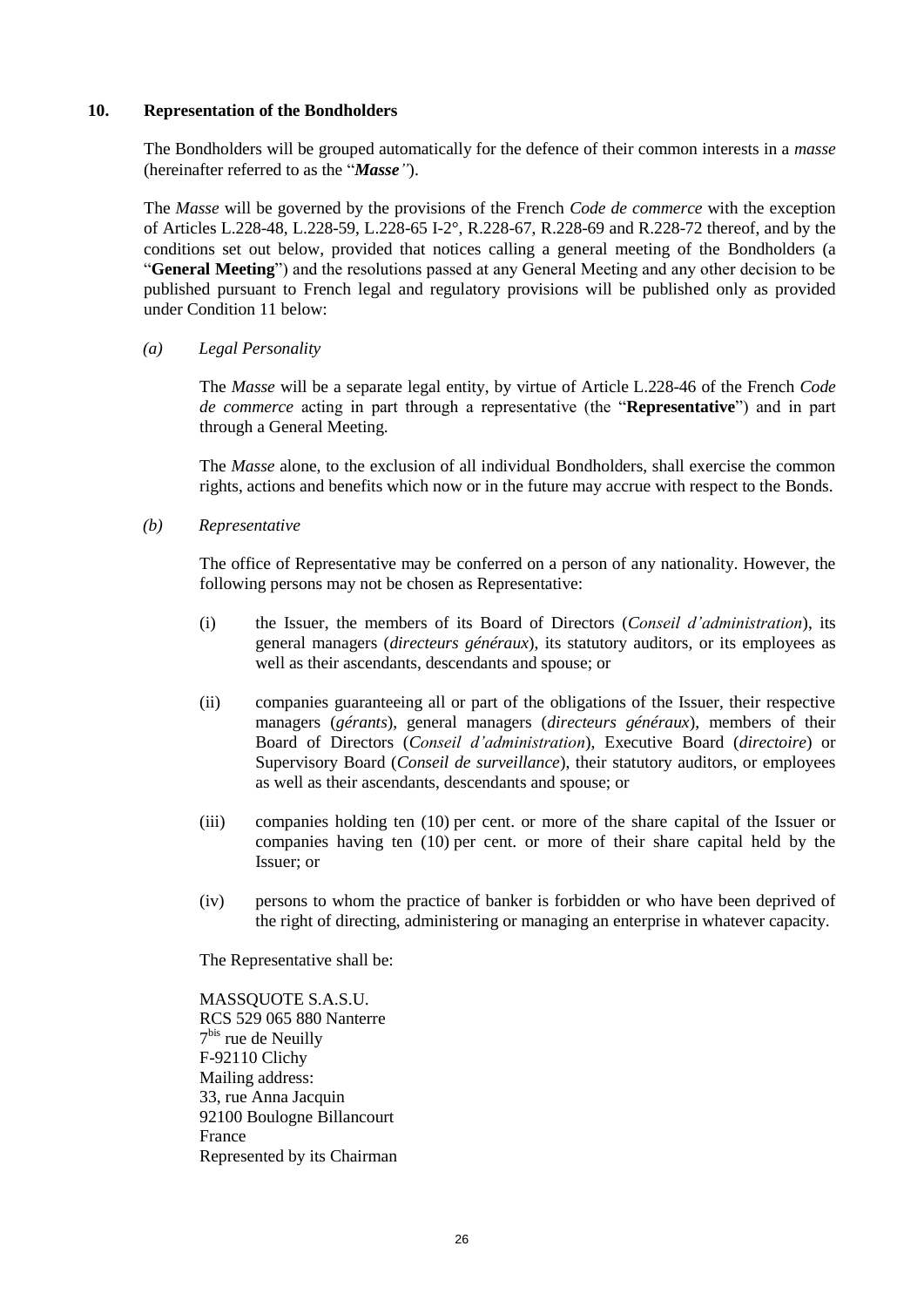## 10. Representation of the Bondholders

The Bondholders will be grouped automatically for the defence of their common interests in a *masse* (hereinafter referred to as the "***Masse***").

The *Masse* will be governed by the provisions of the French *Code de commerce* with the exception of Articles L.228-48, L.228-59, L.228-65 I-2°, R.228-67, R.228-69 and R.228-72 thereof, and by the conditions set out below, provided that notices calling a general meeting of the Bondholders (a "**General Meeting**") and the resolutions passed at any General Meeting and any other decision to be published pursuant to French legal and regulatory provisions will be published only as provided under Condition 11 below:

*(a) Legal Personality*

The *Masse* will be a separate legal entity, by virtue of Article L.228-46 of the French *Code de commerce* acting in part through a representative (the "**Representative**") and in part through a General Meeting.

The *Masse* alone, to the exclusion of all individual Bondholders, shall exercise the common rights, actions and benefits which now or in the future may accrue with respect to the Bonds.

*(b) Representative*

The office of Representative may be conferred on a person of any nationality. However, the following persons may not be chosen as Representative:

(i) the Issuer, the members of its Board of Directors (*Conseil d'administration*), its general managers (*directeurs généraux*), its statutory auditors, or its employees as well as their ascendants, descendants and spouse; or

(ii) companies guaranteeing all or part of the obligations of the Issuer, their respective managers (*gérants*), general managers (*directeurs généraux*), members of their Board of Directors (*Conseil d'administration*), Executive Board (*directoire*) or Supervisory Board (*Conseil de surveillance*), their statutory auditors, or employees as well as their ascendants, descendants and spouse; or

(iii) companies holding ten (10) per cent. or more of the share capital of the Issuer or companies having ten (10) per cent. or more of their share capital held by the Issuer; or

(iv) persons to whom the practice of banker is forbidden or who have been deprived of the right of directing, administering or managing an enterprise in whatever capacity.

The Representative shall be:

MASSQUOTE S.A.S.U.
RCS 529 065 880 Nanterre
7bis rue de Neuilly
F-92110 Clichy
Mailing address:
33, rue Anna Jacquin
92100 Boulogne Billancourt
France
Represented by its Chairman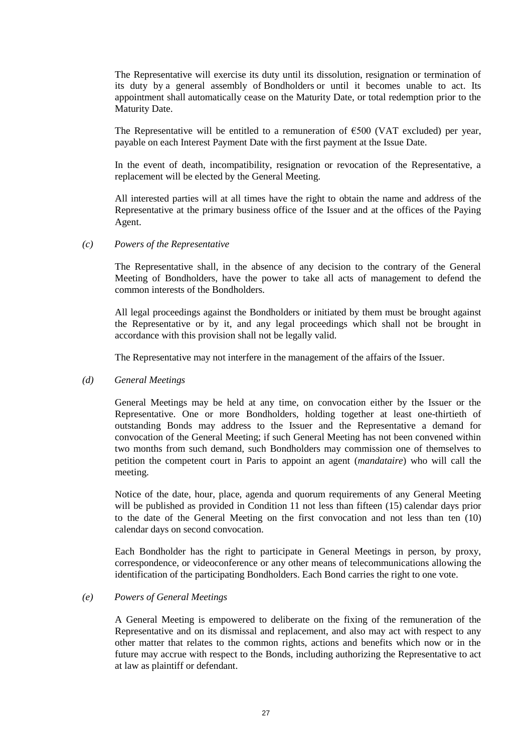The Representative will exercise its duty until its dissolution, resignation or termination of its duty by a general assembly of Bondholders or until it becomes unable to act. Its appointment shall automatically cease on the Maturity Date, or total redemption prior to the Maturity Date.

The Representative will be entitled to a remuneration of €500 (VAT excluded) per year, payable on each Interest Payment Date with the first payment at the Issue Date.

In the event of death, incompatibility, resignation or revocation of the Representative, a replacement will be elected by the General Meeting.

All interested parties will at all times have the right to obtain the name and address of the Representative at the primary business office of the Issuer and at the offices of the Paying Agent.

*(c) Powers of the Representative*

The Representative shall, in the absence of any decision to the contrary of the General Meeting of Bondholders, have the power to take all acts of management to defend the common interests of the Bondholders.

All legal proceedings against the Bondholders or initiated by them must be brought against the Representative or by it, and any legal proceedings which shall not be brought in accordance with this provision shall not be legally valid.

The Representative may not interfere in the management of the affairs of the Issuer.

*(d) General Meetings*

General Meetings may be held at any time, on convocation either by the Issuer or the Representative. One or more Bondholders, holding together at least one-thirtieth of outstanding Bonds may address to the Issuer and the Representative a demand for convocation of the General Meeting; if such General Meeting has not been convened within two months from such demand, such Bondholders may commission one of themselves to petition the competent court in Paris to appoint an agent (*mandataire*) who will call the meeting.

Notice of the date, hour, place, agenda and quorum requirements of any General Meeting will be published as provided in Condition 11 not less than fifteen (15) calendar days prior to the date of the General Meeting on the first convocation and not less than ten (10) calendar days on second convocation.

Each Bondholder has the right to participate in General Meetings in person, by proxy, correspondence, or videoconference or any other means of telecommunications allowing the identification of the participating Bondholders. Each Bond carries the right to one vote.

*(e) Powers of General Meetings*

A General Meeting is empowered to deliberate on the fixing of the remuneration of the Representative and on its dismissal and replacement, and also may act with respect to any other matter that relates to the common rights, actions and benefits which now or in the future may accrue with respect to the Bonds, including authorizing the Representative to act at law as plaintiff or defendant.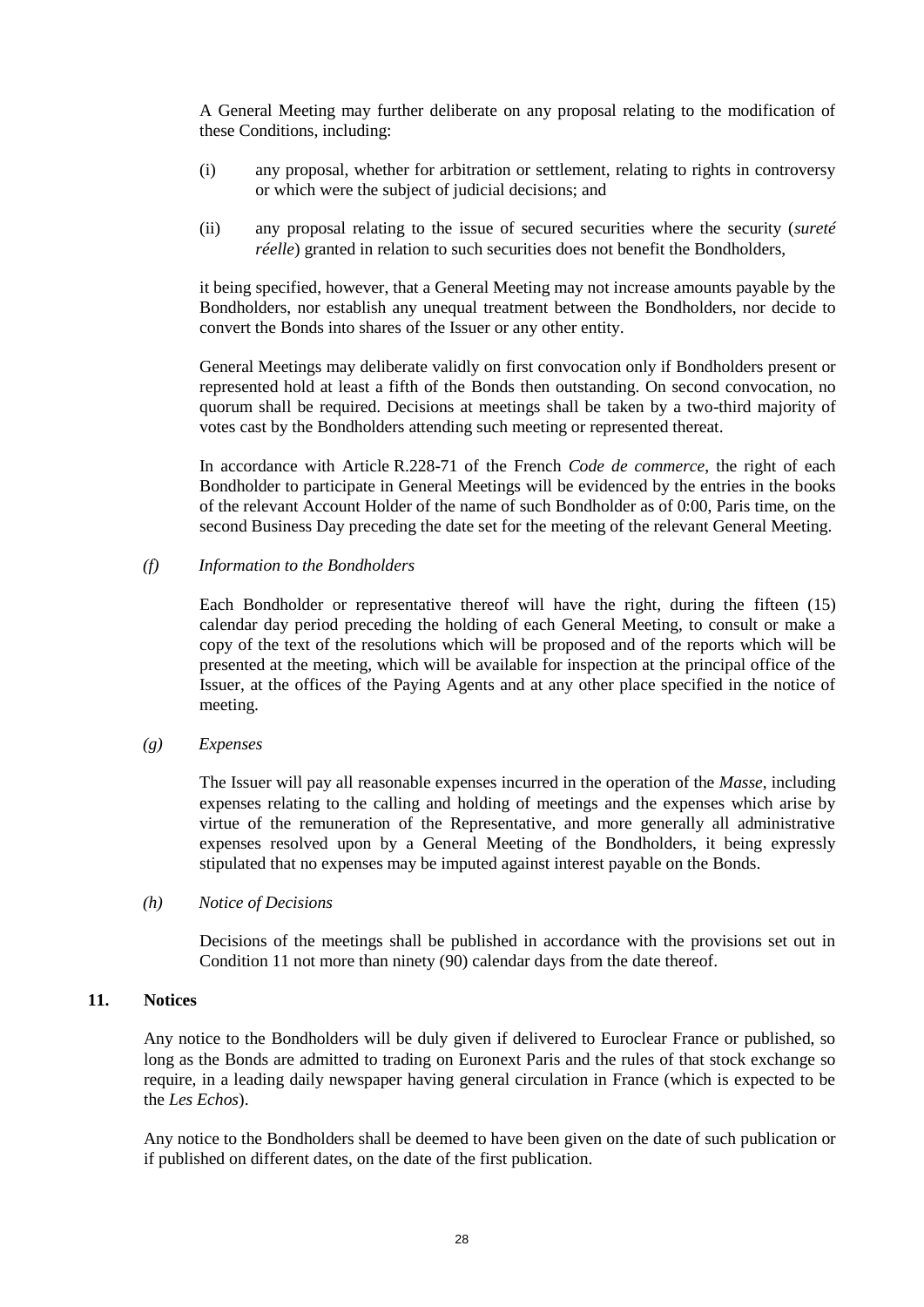A General Meeting may further deliberate on any proposal relating to the modification of these Conditions, including:

(i) any proposal, whether for arbitration or settlement, relating to rights in controversy or which were the subject of judicial decisions; and

(ii) any proposal relating to the issue of secured securities where the security (*sureté réelle*) granted in relation to such securities does not benefit the Bondholders,

it being specified, however, that a General Meeting may not increase amounts payable by the Bondholders, nor establish any unequal treatment between the Bondholders, nor decide to convert the Bonds into shares of the Issuer or any other entity.

General Meetings may deliberate validly on first convocation only if Bondholders present or represented hold at least a fifth of the Bonds then outstanding. On second convocation, no quorum shall be required. Decisions at meetings shall be taken by a two-third majority of votes cast by the Bondholders attending such meeting or represented thereat.

In accordance with Article R.228-71 of the French *Code de commerce*, the right of each Bondholder to participate in General Meetings will be evidenced by the entries in the books of the relevant Account Holder of the name of such Bondholder as of 0:00, Paris time, on the second Business Day preceding the date set for the meeting of the relevant General Meeting.

*(f) Information to the Bondholders*

Each Bondholder or representative thereof will have the right, during the fifteen (15) calendar day period preceding the holding of each General Meeting, to consult or make a copy of the text of the resolutions which will be proposed and of the reports which will be presented at the meeting, which will be available for inspection at the principal office of the Issuer, at the offices of the Paying Agents and at any other place specified in the notice of meeting.

*(g) Expenses*

The Issuer will pay all reasonable expenses incurred in the operation of the *Masse*, including expenses relating to the calling and holding of meetings and the expenses which arise by virtue of the remuneration of the Representative, and more generally all administrative expenses resolved upon by a General Meeting of the Bondholders, it being expressly stipulated that no expenses may be imputed against interest payable on the Bonds.

*(h) Notice of Decisions*

Decisions of the meetings shall be published in accordance with the provisions set out in Condition 11 not more than ninety (90) calendar days from the date thereof.

## 11. Notices

Any notice to the Bondholders will be duly given if delivered to Euroclear France or published, so long as the Bonds are admitted to trading on Euronext Paris and the rules of that stock exchange so require, in a leading daily newspaper having general circulation in France (which is expected to be the *Les Echos*).

Any notice to the Bondholders shall be deemed to have been given on the date of such publication or if published on different dates, on the date of the first publication.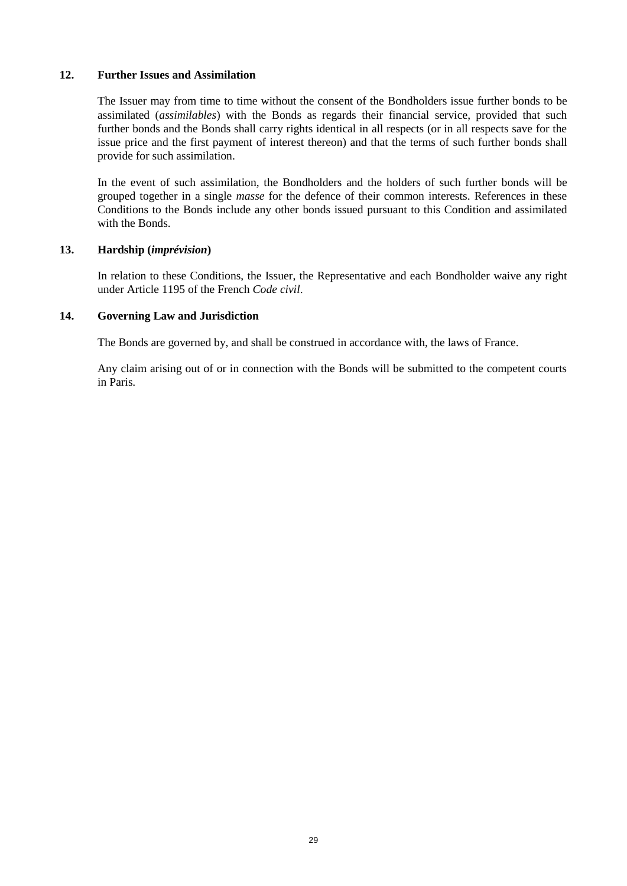## 12. Further Issues and Assimilation

The Issuer may from time to time without the consent of the Bondholders issue further bonds to be assimilated (*assimilables*) with the Bonds as regards their financial service, provided that such further bonds and the Bonds shall carry rights identical in all respects (or in all respects save for the issue price and the first payment of interest thereon) and that the terms of such further bonds shall provide for such assimilation.

In the event of such assimilation, the Bondholders and the holders of such further bonds will be grouped together in a single *masse* for the defence of their common interests. References in these Conditions to the Bonds include any other bonds issued pursuant to this Condition and assimilated with the Bonds.

## 13. Hardship (*imprévision*)

In relation to these Conditions, the Issuer, the Representative and each Bondholder waive any right under Article 1195 of the French *Code civil*.

## 14. Governing Law and Jurisdiction

The Bonds are governed by, and shall be construed in accordance with, the laws of France.

Any claim arising out of or in connection with the Bonds will be submitted to the competent courts in Paris.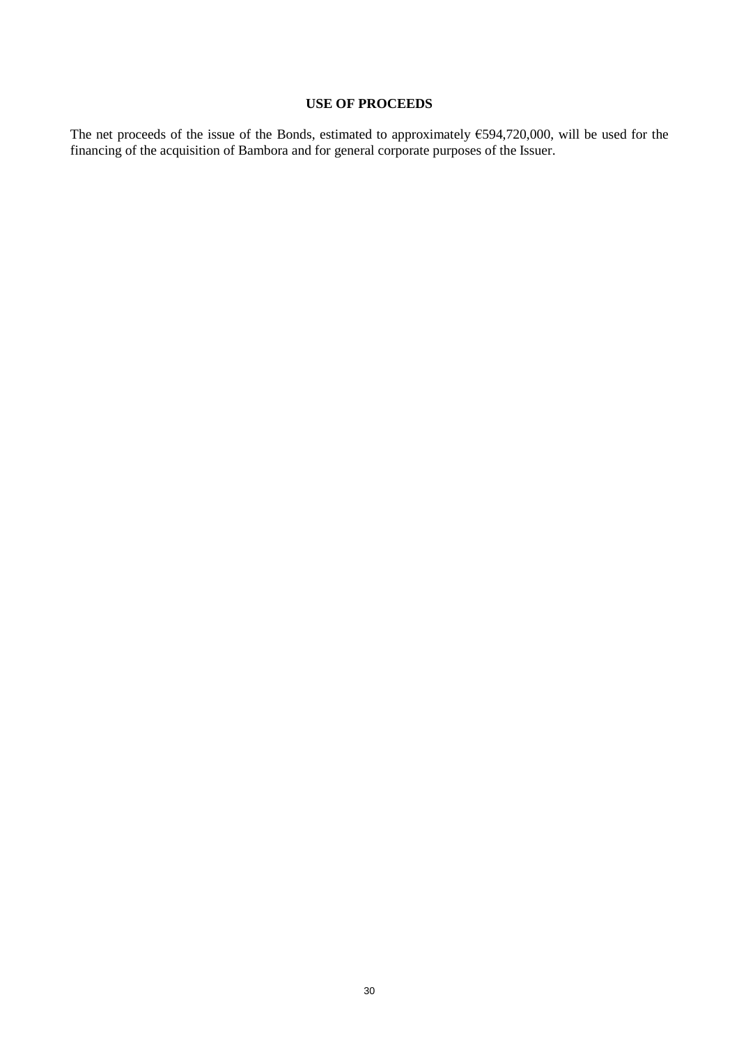## USE OF PROCEEDS

The net proceeds of the issue of the Bonds, estimated to approximately €594,720,000, will be used for the financing of the acquisition of Bambora and for general corporate purposes of the Issuer.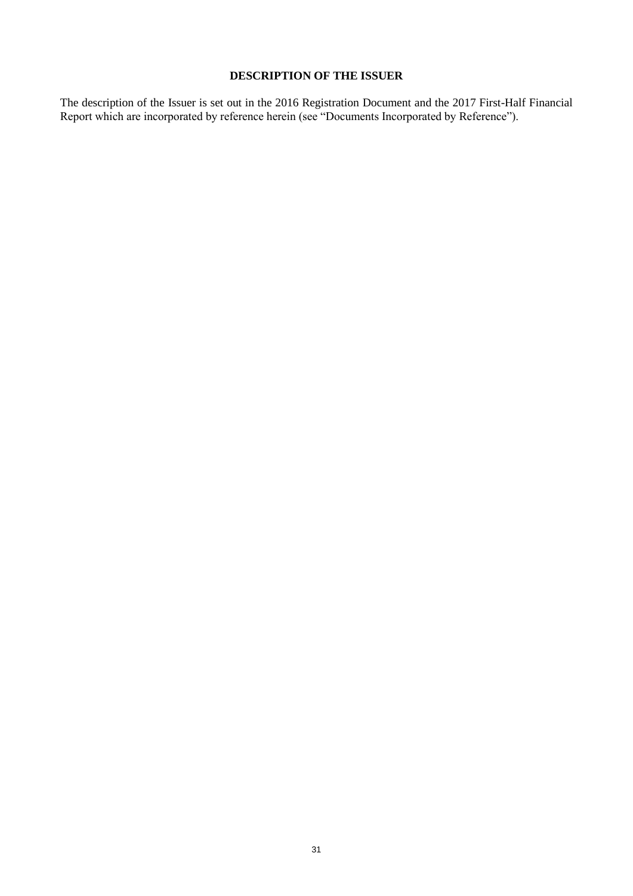# DESCRIPTION OF THE ISSUER

The description of the Issuer is set out in the 2016 Registration Document and the 2017 First-Half Financial Report which are incorporated by reference herein (see "Documents Incorporated by Reference").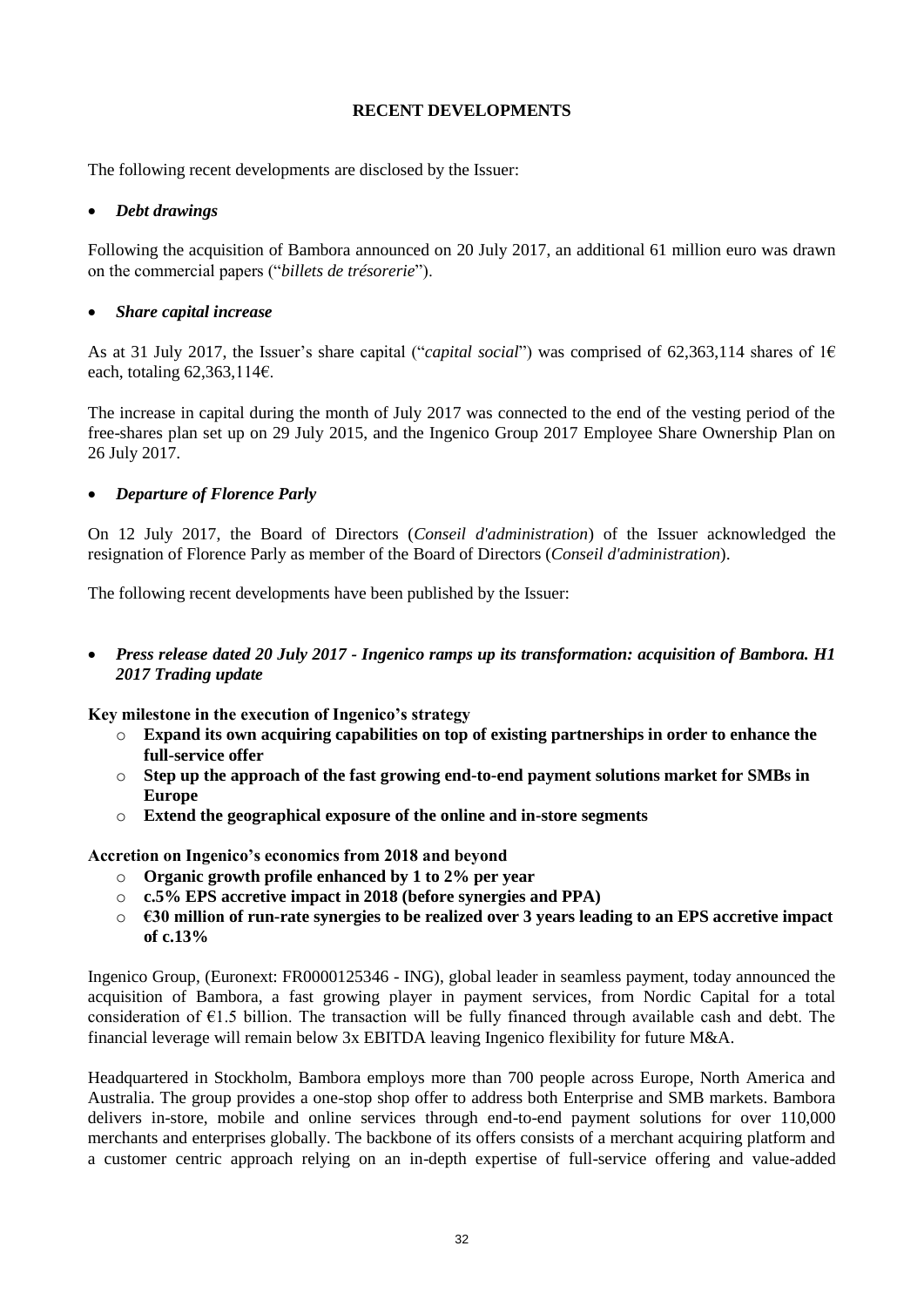## RECENT DEVELOPMENTS

The following recent developments are disclosed by the Issuer:

- ***Debt drawings***

Following the acquisition of Bambora announced on 20 July 2017, an additional 61 million euro was drawn on the commercial papers ("*billets de trésorerie*").

- ***Share capital increase***

As at 31 July 2017, the Issuer's share capital ("*capital social*") was comprised of 62,363,114 shares of 1€ each, totaling 62,363,114€.

The increase in capital during the month of July 2017 was connected to the end of the vesting period of the free-shares plan set up on 29 July 2015, and the Ingenico Group 2017 Employee Share Ownership Plan on 26 July 2017.

- ***Departure of Florence Parly***

On 12 July 2017, the Board of Directors (*Conseil d'administration*) of the Issuer acknowledged the resignation of Florence Parly as member of the Board of Directors (*Conseil d'administration*).

The following recent developments have been published by the Issuer:

- ***Press release dated 20 July 2017 - Ingenico ramps up its transformation: acquisition of Bambora. H1 2017 Trading update***

**Key milestone in the execution of Ingenico's strategy**

- **Expand its own acquiring capabilities on top of existing partnerships in order to enhance the full-service offer**
- **Step up the approach of the fast growing end-to-end payment solutions market for SMBs in Europe**
- **Extend the geographical exposure of the online and in-store segments**

**Accretion on Ingenico's economics from 2018 and beyond**

- **Organic growth profile enhanced by 1 to 2% per year**
- **c.5% EPS accretive impact in 2018 (before synergies and PPA)**
- **€30 million of run-rate synergies to be realized over 3 years leading to an EPS accretive impact of c.13%**

Ingenico Group, (Euronext: FR0000125346 - ING), global leader in seamless payment, today announced the acquisition of Bambora, a fast growing player in payment services, from Nordic Capital for a total consideration of €1.5 billion. The transaction will be fully financed through available cash and debt. The financial leverage will remain below 3x EBITDA leaving Ingenico flexibility for future M&A.

Headquartered in Stockholm, Bambora employs more than 700 people across Europe, North America and Australia. The group provides a one-stop shop offer to address both Enterprise and SMB markets. Bambora delivers in-store, mobile and online services through end-to-end payment solutions for over 110,000 merchants and enterprises globally. The backbone of its offers consists of a merchant acquiring platform and a customer centric approach relying on an in-depth expertise of full-service offering and value-added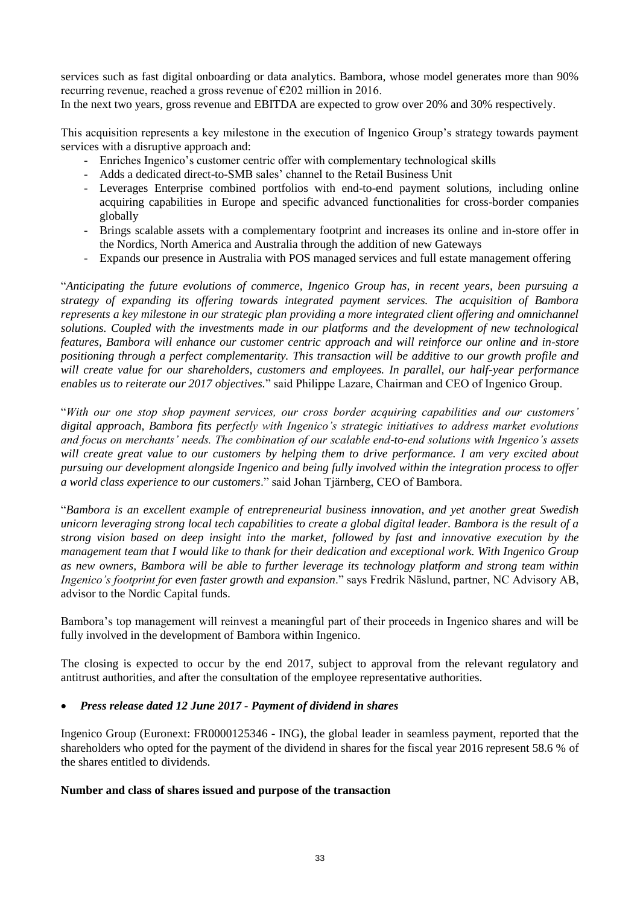services such as fast digital onboarding or data analytics. Bambora, whose model generates more than 90% recurring revenue, reached a gross revenue of €202 million in 2016.
In the next two years, gross revenue and EBITDA are expected to grow over 20% and 30% respectively.

This acquisition represents a key milestone in the execution of Ingenico Group's strategy towards payment services with a disruptive approach and:

- Enriches Ingenico's customer centric offer with complementary technological skills
- Adds a dedicated direct-to-SMB sales' channel to the Retail Business Unit
- Leverages Enterprise combined portfolios with end-to-end payment solutions, including online acquiring capabilities in Europe and specific advanced functionalities for cross-border companies globally
- Brings scalable assets with a complementary footprint and increases its online and in-store offer in the Nordics, North America and Australia through the addition of new Gateways
- Expands our presence in Australia with POS managed services and full estate management offering

"*Anticipating the future evolutions of commerce, Ingenico Group has, in recent years, been pursuing a strategy of expanding its offering towards integrated payment services. The acquisition of Bambora represents a key milestone in our strategic plan providing a more integrated client offering and omnichannel solutions. Coupled with the investments made in our platforms and the development of new technological features, Bambora will enhance our customer centric approach and will reinforce our online and in-store positioning through a perfect complementarity. This transaction will be additive to our growth profile and will create value for our shareholders, customers and employees. In parallel, our half-year performance enables us to reiterate our 2017 objectives.*" said Philippe Lazare, Chairman and CEO of Ingenico Group.

"*With our one stop shop payment services, our cross border acquiring capabilities and our customers' digital approach, Bambora fits perfectly with Ingenico's strategic initiatives to address market evolutions and focus on merchants' needs. The combination of our scalable end-to-end solutions with Ingenico's assets will create great value to our customers by helping them to drive performance. I am very excited about pursuing our development alongside Ingenico and being fully involved within the integration process to offer a world class experience to our customers*." said Johan Tjärnberg, CEO of Bambora.

"*Bambora is an excellent example of entrepreneurial business innovation, and yet another great Swedish unicorn leveraging strong local tech capabilities to create a global digital leader. Bambora is the result of a strong vision based on deep insight into the market, followed by fast and innovative execution by the management team that I would like to thank for their dedication and exceptional work. With Ingenico Group as new owners, Bambora will be able to further leverage its technology platform and strong team within Ingenico's footprint for even faster growth and expansion*." says Fredrik Näslund, partner, NC Advisory AB, advisor to the Nordic Capital funds.

Bambora's top management will reinvest a meaningful part of their proceeds in Ingenico shares and will be fully involved in the development of Bambora within Ingenico.

The closing is expected to occur by the end 2017, subject to approval from the relevant regulatory and antitrust authorities, and after the consultation of the employee representative authorities.

- ***Press release dated 12 June 2017 - Payment of dividend in shares***

Ingenico Group (Euronext: FR0000125346 - ING), the global leader in seamless payment, reported that the shareholders who opted for the payment of the dividend in shares for the fiscal year 2016 represent 58.6 % of the shares entitled to dividends.

**Number and class of shares issued and purpose of the transaction**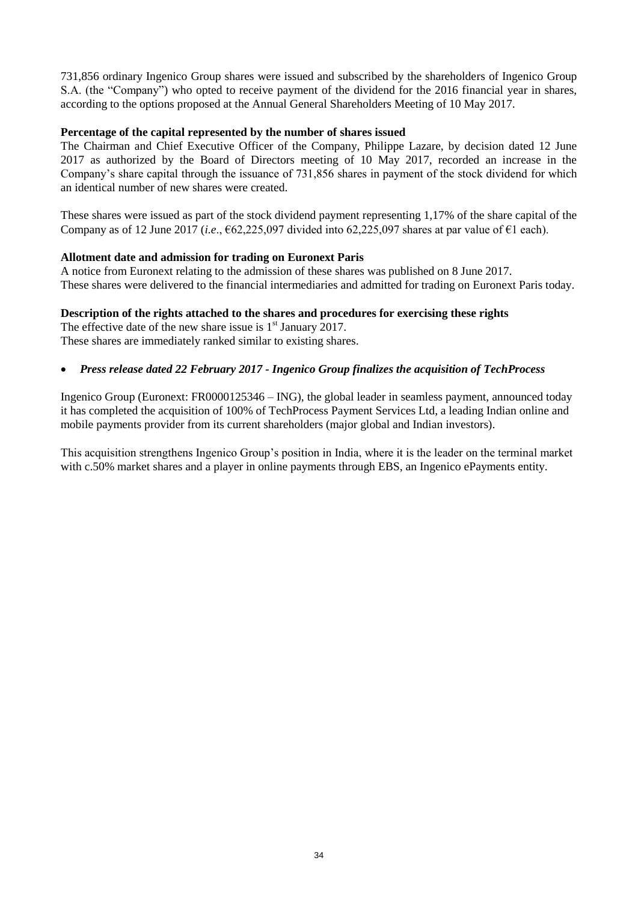731,856 ordinary Ingenico Group shares were issued and subscribed by the shareholders of Ingenico Group S.A. (the "Company") who opted to receive payment of the dividend for the 2016 financial year in shares, according to the options proposed at the Annual General Shareholders Meeting of 10 May 2017.

**Percentage of the capital represented by the number of shares issued**

The Chairman and Chief Executive Officer of the Company, Philippe Lazare, by decision dated 12 June 2017 as authorized by the Board of Directors meeting of 10 May 2017, recorded an increase in the Company's share capital through the issuance of 731,856 shares in payment of the stock dividend for which an identical number of new shares were created.

These shares were issued as part of the stock dividend payment representing 1,17% of the share capital of the Company as of 12 June 2017 (*i.e.*, €62,225,097 divided into 62,225,097 shares at par value of €1 each).

**Allotment date and admission for trading on Euronext Paris**

A notice from Euronext relating to the admission of these shares was published on 8 June 2017.
These shares were delivered to the financial intermediaries and admitted for trading on Euronext Paris today.

**Description of the rights attached to the shares and procedures for exercising these rights**

The effective date of the new share issue is 1st January 2017.
These shares are immediately ranked similar to existing shares.

- ***Press release dated 22 February 2017 - Ingenico Group finalizes the acquisition of TechProcess***

Ingenico Group (Euronext: FR0000125346 – ING), the global leader in seamless payment, announced today it has completed the acquisition of 100% of TechProcess Payment Services Ltd, a leading Indian online and mobile payments provider from its current shareholders (major global and Indian investors).

This acquisition strengthens Ingenico Group's position in India, where it is the leader on the terminal market with c.50% market shares and a player in online payments through EBS, an Ingenico ePayments entity.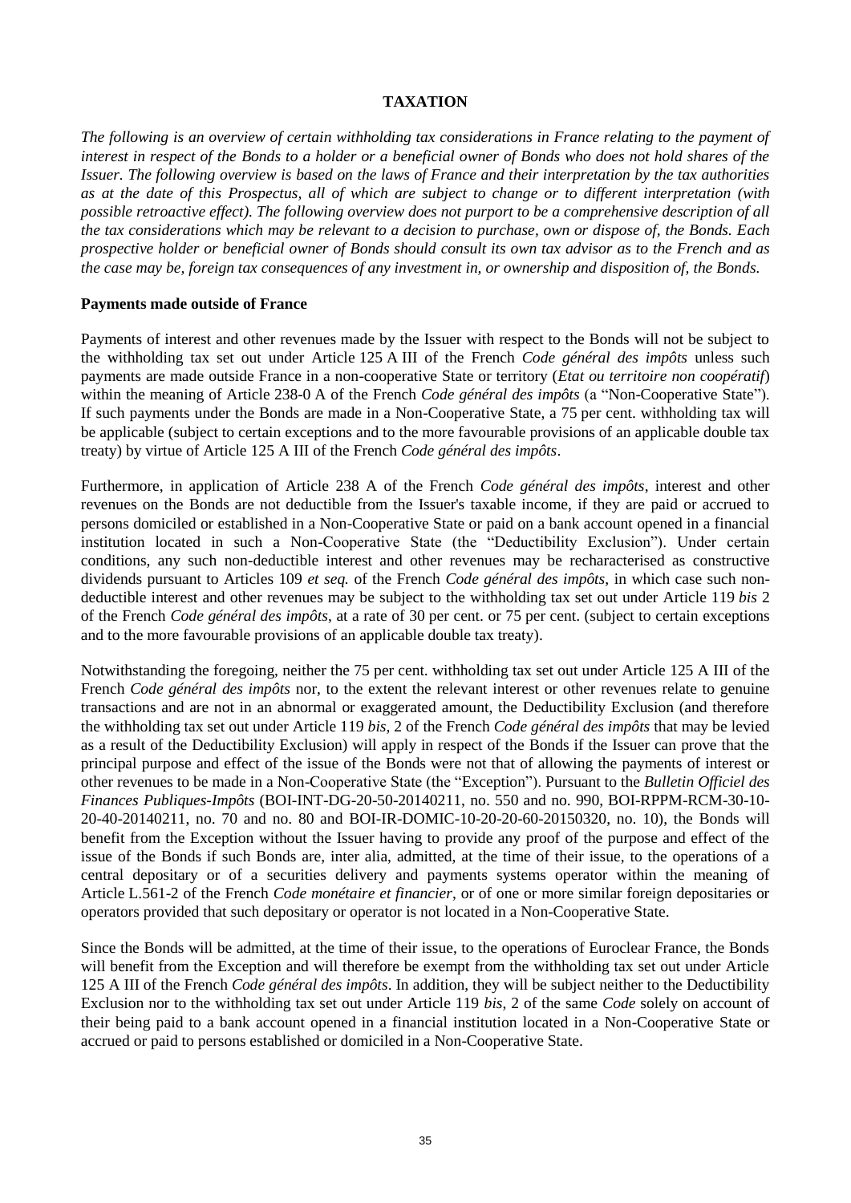# TAXATION

*The following is an overview of certain withholding tax considerations in France relating to the payment of interest in respect of the Bonds to a holder or a beneficial owner of Bonds who does not hold shares of the Issuer. The following overview is based on the laws of France and their interpretation by the tax authorities as at the date of this Prospectus, all of which are subject to change or to different interpretation (with possible retroactive effect). The following overview does not purport to be a comprehensive description of all the tax considerations which may be relevant to a decision to purchase, own or dispose of, the Bonds. Each prospective holder or beneficial owner of Bonds should consult its own tax advisor as to the French and as the case may be, foreign tax consequences of any investment in, or ownership and disposition of, the Bonds.*

**Payments made outside of France**

Payments of interest and other revenues made by the Issuer with respect to the Bonds will not be subject to the withholding tax set out under Article 125 A III of the French *Code général des impôts* unless such payments are made outside France in a non-cooperative State or territory (*Etat ou territoire non coopératif*) within the meaning of Article 238-0 A of the French *Code général des impôts* (a "Non-Cooperative State"). If such payments under the Bonds are made in a Non-Cooperative State, a 75 per cent. withholding tax will be applicable (subject to certain exceptions and to the more favourable provisions of an applicable double tax treaty) by virtue of Article 125 A III of the French *Code général des impôts*.

Furthermore, in application of Article 238 A of the French *Code général des impôts*, interest and other revenues on the Bonds are not deductible from the Issuer's taxable income, if they are paid or accrued to persons domiciled or established in a Non-Cooperative State or paid on a bank account opened in a financial institution located in such a Non-Cooperative State (the "Deductibility Exclusion"). Under certain conditions, any such non-deductible interest and other revenues may be recharacterised as constructive dividends pursuant to Articles 109 *et seq.* of the French *Code général des impôts*, in which case such non-deductible interest and other revenues may be subject to the withholding tax set out under Article 119 *bis* 2 of the French *Code général des impôts*, at a rate of 30 per cent. or 75 per cent. (subject to certain exceptions and to the more favourable provisions of an applicable double tax treaty).

Notwithstanding the foregoing, neither the 75 per cent. withholding tax set out under Article 125 A III of the French *Code général des impôts* nor, to the extent the relevant interest or other revenues relate to genuine transactions and are not in an abnormal or exaggerated amount, the Deductibility Exclusion (and therefore the withholding tax set out under Article 119 *bis*, 2 of the French *Code général des impôts* that may be levied as a result of the Deductibility Exclusion) will apply in respect of the Bonds if the Issuer can prove that the principal purpose and effect of the issue of the Bonds were not that of allowing the payments of interest or other revenues to be made in a Non-Cooperative State (the "Exception"). Pursuant to the *Bulletin Officiel des Finances Publiques-Impôts* (BOI-INT-DG-20-50-20140211, no. 550 and no. 990, BOI-RPPM-RCM-30-10-20-40-20140211, no. 70 and no. 80 and BOI-IR-DOMIC-10-20-20-60-20150320, no. 10), the Bonds will benefit from the Exception without the Issuer having to provide any proof of the purpose and effect of the issue of the Bonds if such Bonds are, inter alia, admitted, at the time of their issue, to the operations of a central depositary or of a securities delivery and payments systems operator within the meaning of Article L.561-2 of the French *Code monétaire et financier*, or of one or more similar foreign depositaries or operators provided that such depositary or operator is not located in a Non-Cooperative State.

Since the Bonds will be admitted, at the time of their issue, to the operations of Euroclear France, the Bonds will benefit from the Exception and will therefore be exempt from the withholding tax set out under Article 125 A III of the French *Code général des impôts*. In addition, they will be subject neither to the Deductibility Exclusion nor to the withholding tax set out under Article 119 *bis*, 2 of the same *Code* solely on account of their being paid to a bank account opened in a financial institution located in a Non-Cooperative State or accrued or paid to persons established or domiciled in a Non-Cooperative State.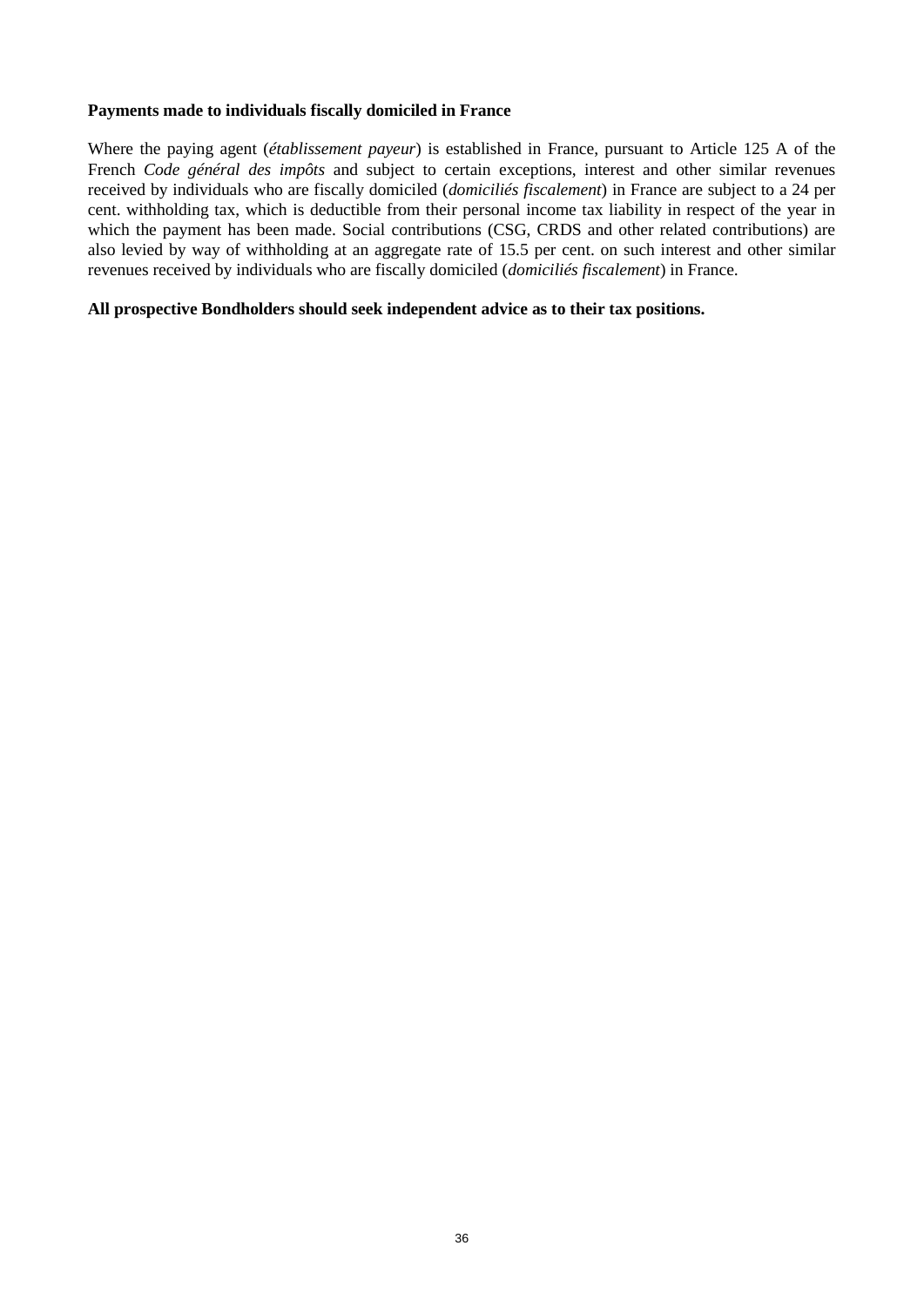**Payments made to individuals fiscally domiciled in France**

Where the paying agent (*établissement payeur*) is established in France, pursuant to Article 125 A of the French *Code général des impôts* and subject to certain exceptions, interest and other similar revenues received by individuals who are fiscally domiciled (*domiciliés fiscalement*) in France are subject to a 24 per cent. withholding tax, which is deductible from their personal income tax liability in respect of the year in which the payment has been made. Social contributions (CSG, CRDS and other related contributions) are also levied by way of withholding at an aggregate rate of 15.5 per cent. on such interest and other similar revenues received by individuals who are fiscally domiciled (*domiciliés fiscalement*) in France.

**All prospective Bondholders should seek independent advice as to their tax positions.**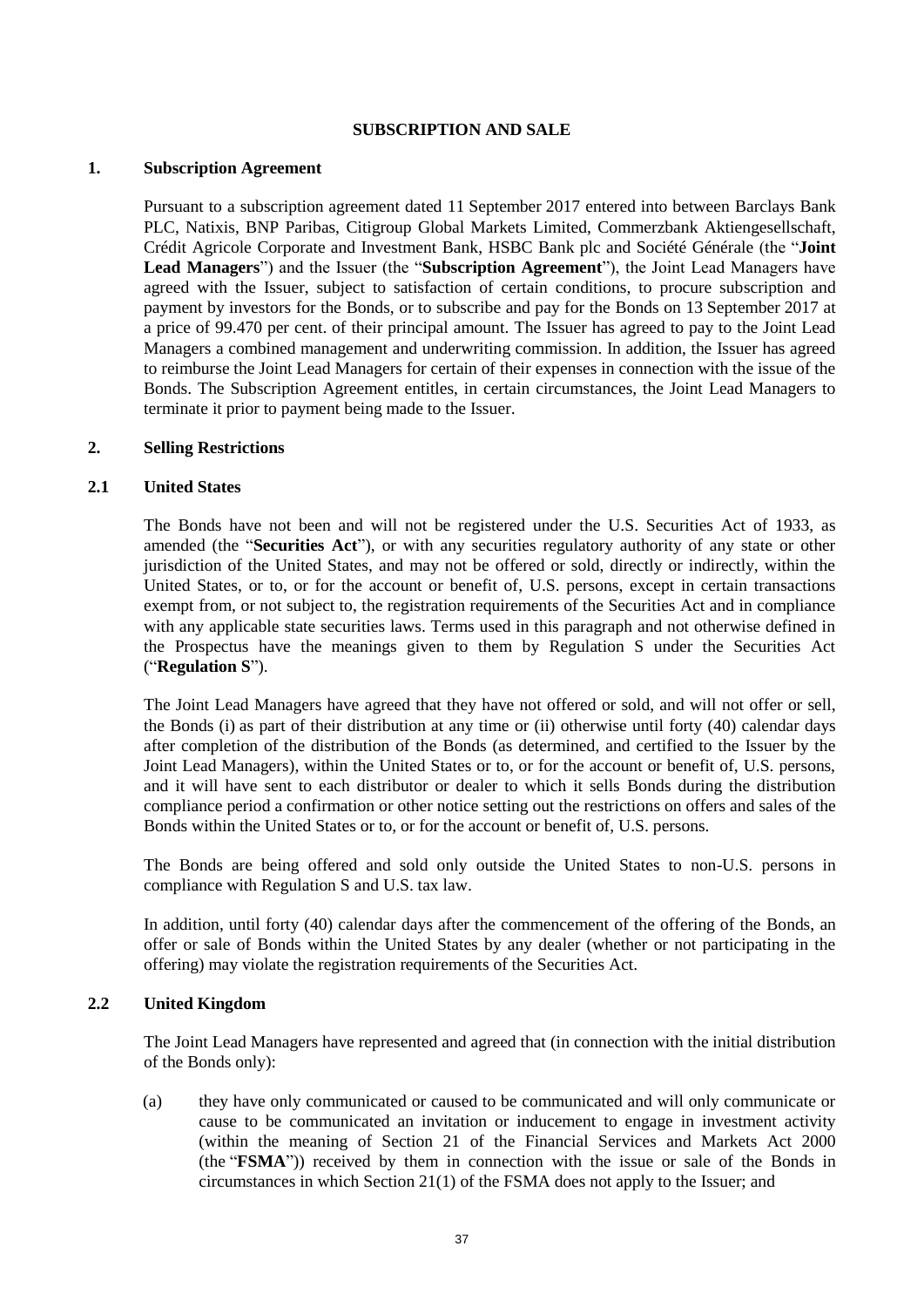## SUBSCRIPTION AND SALE

### 1. Subscription Agreement

Pursuant to a subscription agreement dated 11 September 2017 entered into between Barclays Bank PLC, Natixis, BNP Paribas, Citigroup Global Markets Limited, Commerzbank Aktiengesellschaft, Crédit Agricole Corporate and Investment Bank, HSBC Bank plc and Société Générale (the "**Joint Lead Managers**") and the Issuer (the "**Subscription Agreement**"), the Joint Lead Managers have agreed with the Issuer, subject to satisfaction of certain conditions, to procure subscription and payment by investors for the Bonds, or to subscribe and pay for the Bonds on 13 September 2017 at a price of 99.470 per cent. of their principal amount. The Issuer has agreed to pay to the Joint Lead Managers a combined management and underwriting commission. In addition, the Issuer has agreed to reimburse the Joint Lead Managers for certain of their expenses in connection with the issue of the Bonds. The Subscription Agreement entitles, in certain circumstances, the Joint Lead Managers to terminate it prior to payment being made to the Issuer.

### 2. Selling Restrictions

#### 2.1 United States

The Bonds have not been and will not be registered under the U.S. Securities Act of 1933, as amended (the "**Securities Act**"), or with any securities regulatory authority of any state or other jurisdiction of the United States, and may not be offered or sold, directly or indirectly, within the United States, or to, or for the account or benefit of, U.S. persons, except in certain transactions exempt from, or not subject to, the registration requirements of the Securities Act and in compliance with any applicable state securities laws. Terms used in this paragraph and not otherwise defined in the Prospectus have the meanings given to them by Regulation S under the Securities Act ("**Regulation S**").

The Joint Lead Managers have agreed that they have not offered or sold, and will not offer or sell, the Bonds (i) as part of their distribution at any time or (ii) otherwise until forty (40) calendar days after completion of the distribution of the Bonds (as determined, and certified to the Issuer by the Joint Lead Managers), within the United States or to, or for the account or benefit of, U.S. persons, and it will have sent to each distributor or dealer to which it sells Bonds during the distribution compliance period a confirmation or other notice setting out the restrictions on offers and sales of the Bonds within the United States or to, or for the account or benefit of, U.S. persons.

The Bonds are being offered and sold only outside the United States to non-U.S. persons in compliance with Regulation S and U.S. tax law.

In addition, until forty (40) calendar days after the commencement of the offering of the Bonds, an offer or sale of Bonds within the United States by any dealer (whether or not participating in the offering) may violate the registration requirements of the Securities Act.

#### 2.2 United Kingdom

The Joint Lead Managers have represented and agreed that (in connection with the initial distribution of the Bonds only):

(a) they have only communicated or caused to be communicated and will only communicate or cause to be communicated an invitation or inducement to engage in investment activity (within the meaning of Section 21 of the Financial Services and Markets Act 2000 (the "**FSMA**")) received by them in connection with the issue or sale of the Bonds in circumstances in which Section 21(1) of the FSMA does not apply to the Issuer; and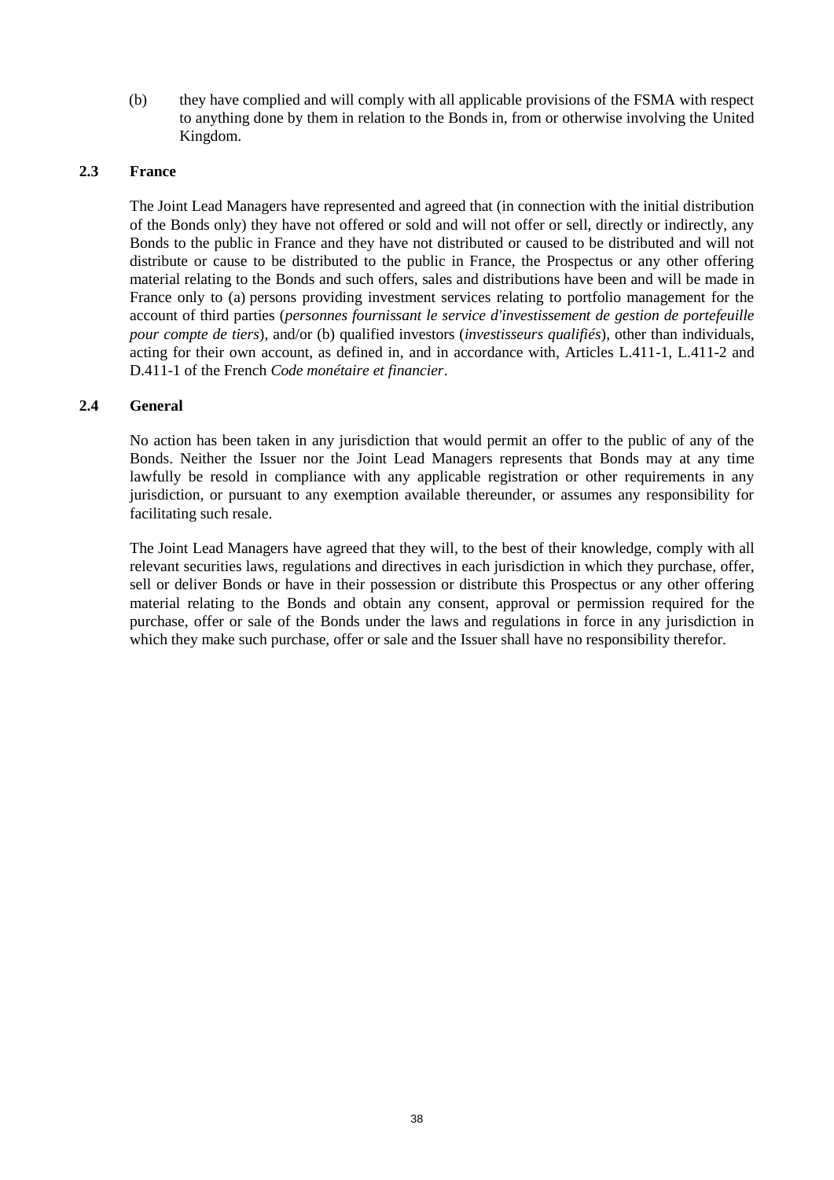(b) they have complied and will comply with all applicable provisions of the FSMA with respect to anything done by them in relation to the Bonds in, from or otherwise involving the United Kingdom.

### 2.3 France

The Joint Lead Managers have represented and agreed that (in connection with the initial distribution of the Bonds only) they have not offered or sold and will not offer or sell, directly or indirectly, any Bonds to the public in France and they have not distributed or caused to be distributed and will not distribute or cause to be distributed to the public in France, the Prospectus or any other offering material relating to the Bonds and such offers, sales and distributions have been and will be made in France only to (a) persons providing investment services relating to portfolio management for the account of third parties (*personnes fournissant le service d'investissement de gestion de portefeuille pour compte de tiers*), and/or (b) qualified investors (*investisseurs qualifiés*), other than individuals, acting for their own account, as defined in, and in accordance with, Articles L.411-1, L.411-2 and D.411-1 of the French *Code monétaire et financier*.

### 2.4 General

No action has been taken in any jurisdiction that would permit an offer to the public of any of the Bonds. Neither the Issuer nor the Joint Lead Managers represents that Bonds may at any time lawfully be resold in compliance with any applicable registration or other requirements in any jurisdiction, or pursuant to any exemption available thereunder, or assumes any responsibility for facilitating such resale.

The Joint Lead Managers have agreed that they will, to the best of their knowledge, comply with all relevant securities laws, regulations and directives in each jurisdiction in which they purchase, offer, sell or deliver Bonds or have in their possession or distribute this Prospectus or any other offering material relating to the Bonds and obtain any consent, approval or permission required for the purchase, offer or sale of the Bonds under the laws and regulations in force in any jurisdiction in which they make such purchase, offer or sale and the Issuer shall have no responsibility therefor.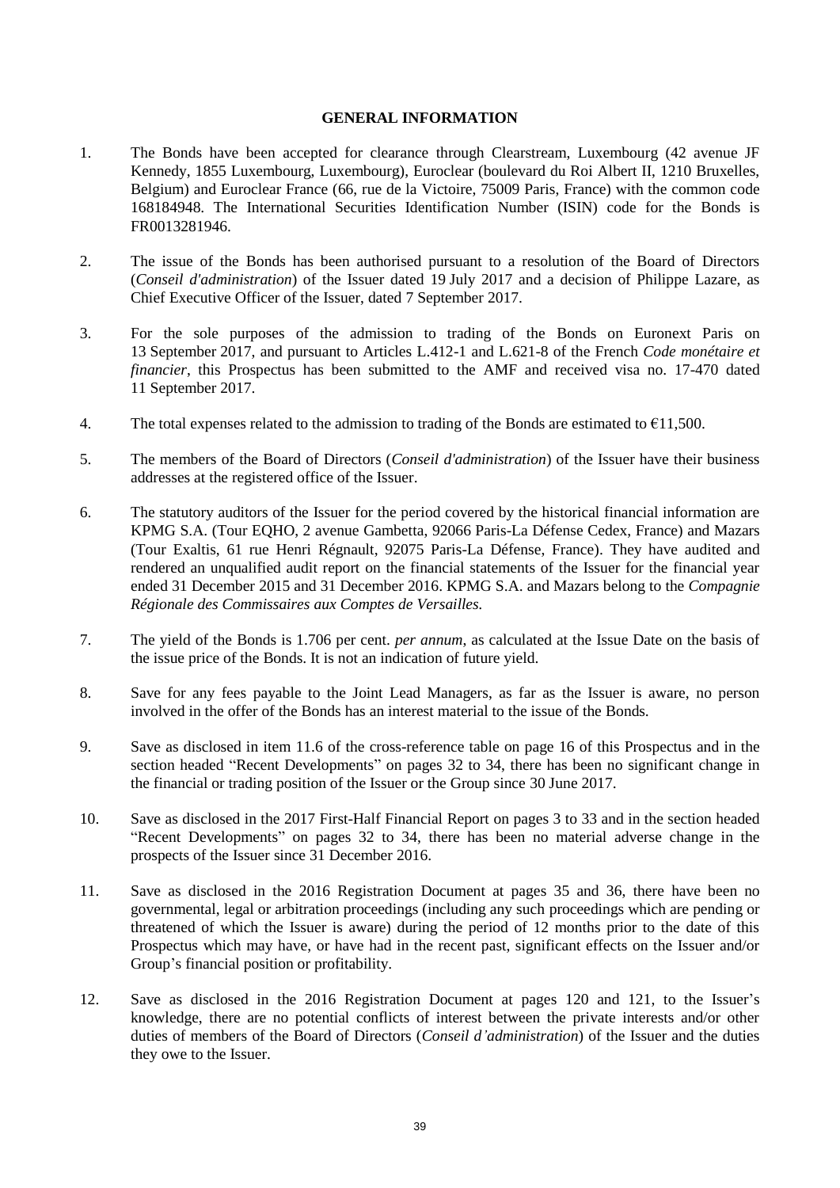# GENERAL INFORMATION

1. The Bonds have been accepted for clearance through Clearstream, Luxembourg (42 avenue JF Kennedy, 1855 Luxembourg, Luxembourg), Euroclear (boulevard du Roi Albert II, 1210 Bruxelles, Belgium) and Euroclear France (66, rue de la Victoire, 75009 Paris, France) with the common code 168184948. The International Securities Identification Number (ISIN) code for the Bonds is FR0013281946.

2. The issue of the Bonds has been authorised pursuant to a resolution of the Board of Directors (*Conseil d'administration*) of the Issuer dated 19 July 2017 and a decision of Philippe Lazare, as Chief Executive Officer of the Issuer, dated 7 September 2017.

3. For the sole purposes of the admission to trading of the Bonds on Euronext Paris on 13 September 2017, and pursuant to Articles L.412-1 and L.621-8 of the French *Code monétaire et financier*, this Prospectus has been submitted to the AMF and received visa no. 17-470 dated 11 September 2017.

4. The total expenses related to the admission to trading of the Bonds are estimated to €11,500.

5. The members of the Board of Directors (*Conseil d'administration*) of the Issuer have their business addresses at the registered office of the Issuer.

6. The statutory auditors of the Issuer for the period covered by the historical financial information are KPMG S.A. (Tour EQHO, 2 avenue Gambetta, 92066 Paris-La Défense Cedex, France) and Mazars (Tour Exaltis, 61 rue Henri Régnault, 92075 Paris-La Défense, France). They have audited and rendered an unqualified audit report on the financial statements of the Issuer for the financial year ended 31 December 2015 and 31 December 2016. KPMG S.A. and Mazars belong to the *Compagnie Régionale des Commissaires aux Comptes de Versailles.*

7. The yield of the Bonds is 1.706 per cent. *per annum*, as calculated at the Issue Date on the basis of the issue price of the Bonds. It is not an indication of future yield.

8. Save for any fees payable to the Joint Lead Managers, as far as the Issuer is aware, no person involved in the offer of the Bonds has an interest material to the issue of the Bonds.

9. Save as disclosed in item 11.6 of the cross-reference table on page 16 of this Prospectus and in the section headed "Recent Developments" on pages 32 to 34, there has been no significant change in the financial or trading position of the Issuer or the Group since 30 June 2017.

10. Save as disclosed in the 2017 First-Half Financial Report on pages 3 to 33 and in the section headed "Recent Developments" on pages 32 to 34, there has been no material adverse change in the prospects of the Issuer since 31 December 2016.

11. Save as disclosed in the 2016 Registration Document at pages 35 and 36, there have been no governmental, legal or arbitration proceedings (including any such proceedings which are pending or threatened of which the Issuer is aware) during the period of 12 months prior to the date of this Prospectus which may have, or have had in the recent past, significant effects on the Issuer and/or Group's financial position or profitability.

12. Save as disclosed in the 2016 Registration Document at pages 120 and 121, to the Issuer's knowledge, there are no potential conflicts of interest between the private interests and/or other duties of members of the Board of Directors (*Conseil d'administration*) of the Issuer and the duties they owe to the Issuer.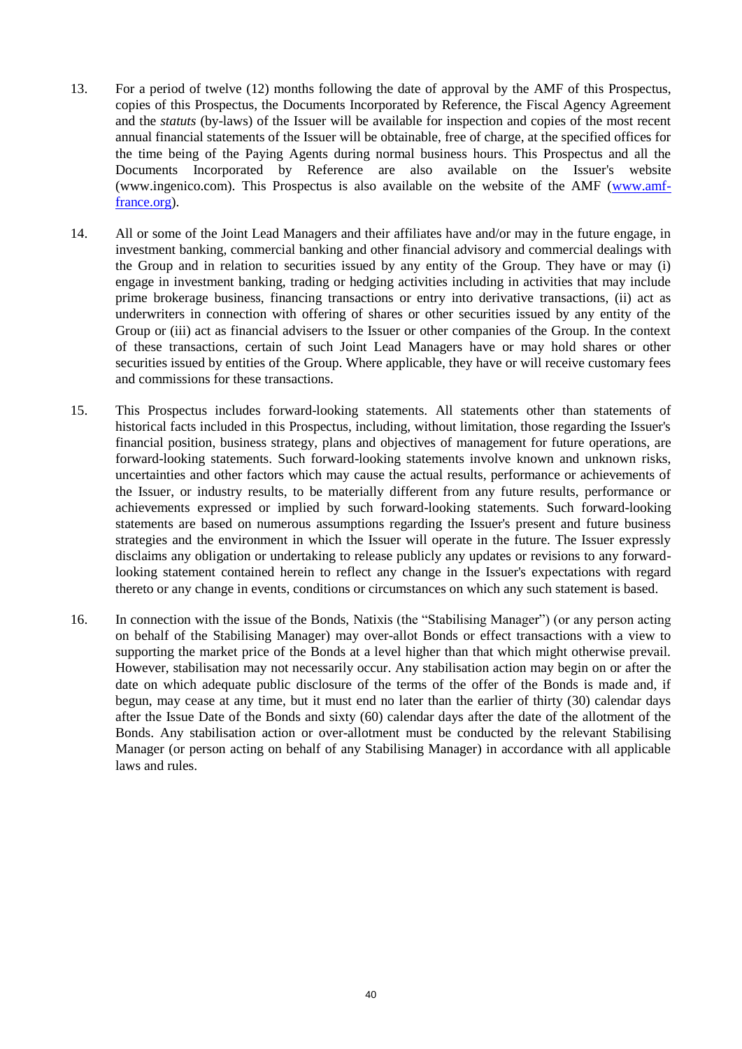13. For a period of twelve (12) months following the date of approval by the AMF of this Prospectus, copies of this Prospectus, the Documents Incorporated by Reference, the Fiscal Agency Agreement and the *statuts* (by-laws) of the Issuer will be available for inspection and copies of the most recent annual financial statements of the Issuer will be obtainable, free of charge, at the specified offices for the time being of the Paying Agents during normal business hours. This Prospectus and all the Documents Incorporated by Reference are also available on the Issuer's website (www.ingenico.com). This Prospectus is also available on the website of the AMF (www.amf-france.org).

14. All or some of the Joint Lead Managers and their affiliates have and/or may in the future engage, in investment banking, commercial banking and other financial advisory and commercial dealings with the Group and in relation to securities issued by any entity of the Group. They have or may (i) engage in investment banking, trading or hedging activities including in activities that may include prime brokerage business, financing transactions or entry into derivative transactions, (ii) act as underwriters in connection with offering of shares or other securities issued by any entity of the Group or (iii) act as financial advisers to the Issuer or other companies of the Group. In the context of these transactions, certain of such Joint Lead Managers have or may hold shares or other securities issued by entities of the Group. Where applicable, they have or will receive customary fees and commissions for these transactions.

15. This Prospectus includes forward-looking statements. All statements other than statements of historical facts included in this Prospectus, including, without limitation, those regarding the Issuer's financial position, business strategy, plans and objectives of management for future operations, are forward-looking statements. Such forward-looking statements involve known and unknown risks, uncertainties and other factors which may cause the actual results, performance or achievements of the Issuer, or industry results, to be materially different from any future results, performance or achievements expressed or implied by such forward-looking statements. Such forward-looking statements are based on numerous assumptions regarding the Issuer's present and future business strategies and the environment in which the Issuer will operate in the future. The Issuer expressly disclaims any obligation or undertaking to release publicly any updates or revisions to any forward-looking statement contained herein to reflect any change in the Issuer's expectations with regard thereto or any change in events, conditions or circumstances on which any such statement is based.

16. In connection with the issue of the Bonds, Natixis (the "Stabilising Manager") (or any person acting on behalf of the Stabilising Manager) may over-allot Bonds or effect transactions with a view to supporting the market price of the Bonds at a level higher than that which might otherwise prevail. However, stabilisation may not necessarily occur. Any stabilisation action may begin on or after the date on which adequate public disclosure of the terms of the offer of the Bonds is made and, if begun, may cease at any time, but it must end no later than the earlier of thirty (30) calendar days after the Issue Date of the Bonds and sixty (60) calendar days after the date of the allotment of the Bonds. Any stabilisation action or over-allotment must be conducted by the relevant Stabilising Manager (or person acting on behalf of any Stabilising Manager) in accordance with all applicable laws and rules.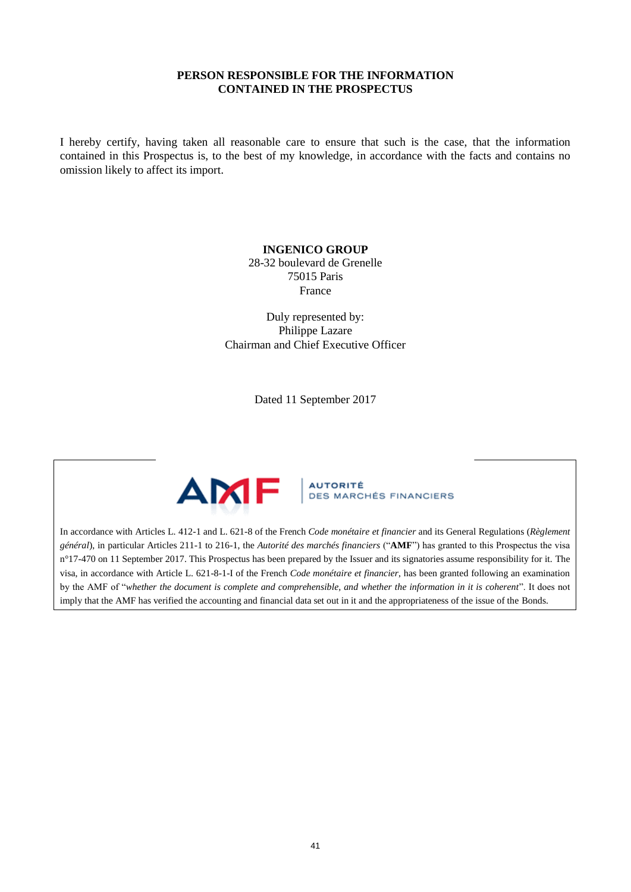## PERSON RESPONSIBLE FOR THE INFORMATION CONTAINED IN THE PROSPECTUS

I hereby certify, having taken all reasonable care to ensure that such is the case, that the information contained in this Prospectus is, to the best of my knowledge, in accordance with the facts and contains no omission likely to affect its import.

**INGENICO GROUP**
28-32 boulevard de Grenelle
75015 Paris
France

Duly represented by:
Philippe Lazare
Chairman and Chief Executive Officer

Dated 11 September 2017

AMF | AUTORITÉ DES MARCHÉS FINANCIERS

In accordance with Articles L. 412-1 and L. 621-8 of the French *Code monétaire et financier* and its General Regulations (*Règlement général*), in particular Articles 211-1 to 216-1, the *Autorité des marchés financiers* ("**AMF**") has granted to this Prospectus the visa n°17-470 on 11 September 2017. This Prospectus has been prepared by the Issuer and its signatories assume responsibility for it. The visa, in accordance with Article L. 621-8-1-I of the French *Code monétaire et financier*, has been granted following an examination by the AMF of "*whether the document is complete and comprehensible, and whether the information in it is coherent*". It does not imply that the AMF has verified the accounting and financial data set out in it and the appropriateness of the issue of the Bonds.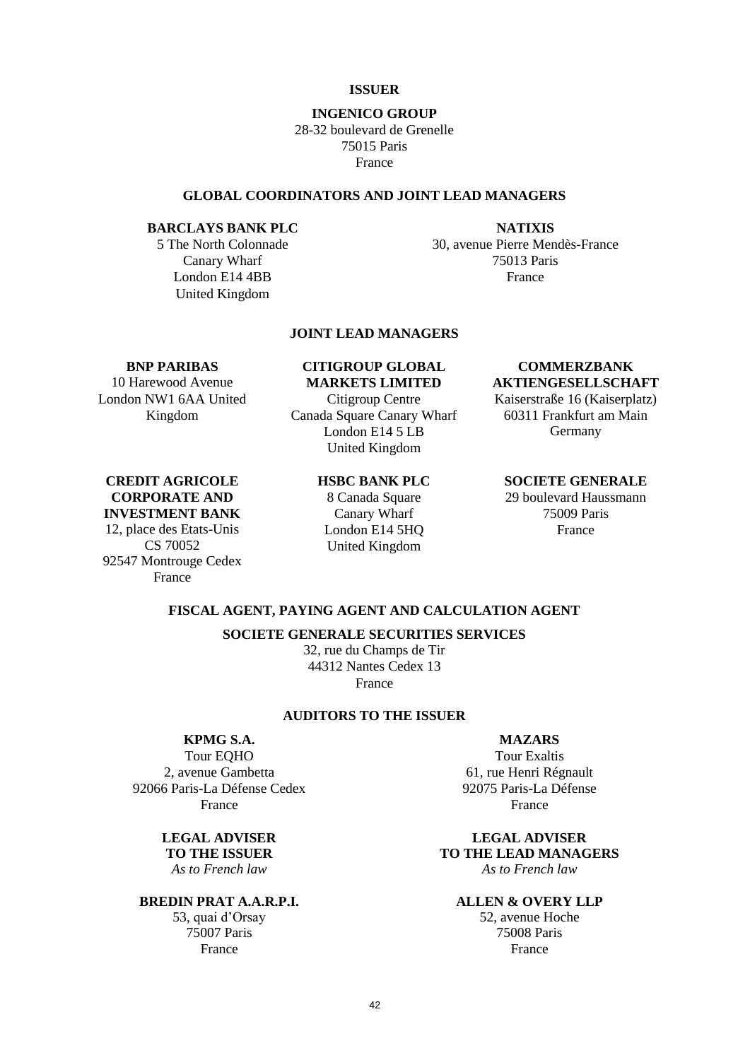**ISSUER**

**INGENICO GROUP**
28-32 boulevard de Grenelle
75015 Paris
France

**GLOBAL COORDINATORS AND JOINT LEAD MANAGERS**

**BARCLAYS BANK PLC**
5 The North Colonnade
Canary Wharf
London E14 4BB
United Kingdom

**NATIXIS**
30, avenue Pierre Mendès-France
75013 Paris
France

**JOINT LEAD MANAGERS**

**BNP PARIBAS**
10 Harewood Avenue
London NW1 6AA United Kingdom

**CITIGROUP GLOBAL MARKETS LIMITED**
Citigroup Centre
Canada Square Canary Wharf
London E14 5 LB
United Kingdom

**COMMERZBANK AKTIENGESELLSCHAFT**
Kaiserstraße 16 (Kaiserplatz)
60311 Frankfurt am Main
Germany

**CREDIT AGRICOLE CORPORATE AND INVESTMENT BANK**
12, place des Etats-Unis
CS 70052
92547 Montrouge Cedex
France

**HSBC BANK PLC**
8 Canada Square
Canary Wharf
London E14 5HQ
United Kingdom

**SOCIETE GENERALE**
29 boulevard Haussmann
75009 Paris
France

**FISCAL AGENT, PAYING AGENT AND CALCULATION AGENT**

**SOCIETE GENERALE SECURITIES SERVICES**
32, rue du Champs de Tir
44312 Nantes Cedex 13
France

**AUDITORS TO THE ISSUER**

**KPMG S.A.**
Tour EQHO
2, avenue Gambetta
92066 Paris-La Défense Cedex
France

**MAZARS**
Tour Exaltis
61, rue Henri Régnault
92075 Paris-La Défense
France

**LEGAL ADVISER TO THE ISSUER**
*As to French law*

**BREDIN PRAT A.A.R.P.I.**
53, quai d'Orsay
75007 Paris
France

**LEGAL ADVISER TO THE LEAD MANAGERS**
*As to French law*

**ALLEN & OVERY LLP**
52, avenue Hoche
75008 Paris
France